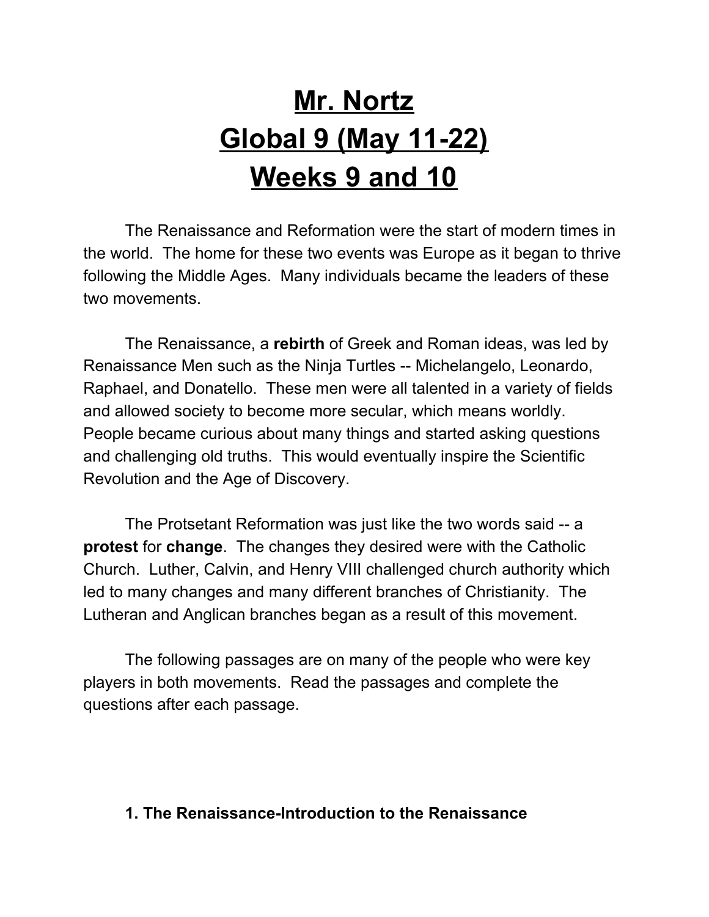# Mr. Nortz
# Global 9 (May 11-22)
# Weeks 9 and 10

The Renaissance and Reformation were the start of modern times in the world. The home for these two events was Europe as it began to thrive following the Middle Ages. Many individuals became the leaders of these two movements.

The Renaissance, a **rebirth** of Greek and Roman ideas, was led by Renaissance Men such as the Ninja Turtles -- Michelangelo, Leonardo, Raphael, and Donatello. These men were all talented in a variety of fields and allowed society to become more secular, which means worldly. People became curious about many things and started asking questions and challenging old truths. This would eventually inspire the Scientific Revolution and the Age of Discovery.

The Protsetant Reformation was just like the two words said -- a **protest** for **change**. The changes they desired were with the Catholic Church. Luther, Calvin, and Henry VIII challenged church authority which led to many changes and many different branches of Christianity. The Lutheran and Anglican branches began as a result of this movement.

The following passages are on many of the people who were key players in both movements. Read the passages and complete the questions after each passage.

**1. The Renaissance-Introduction to the Renaissance**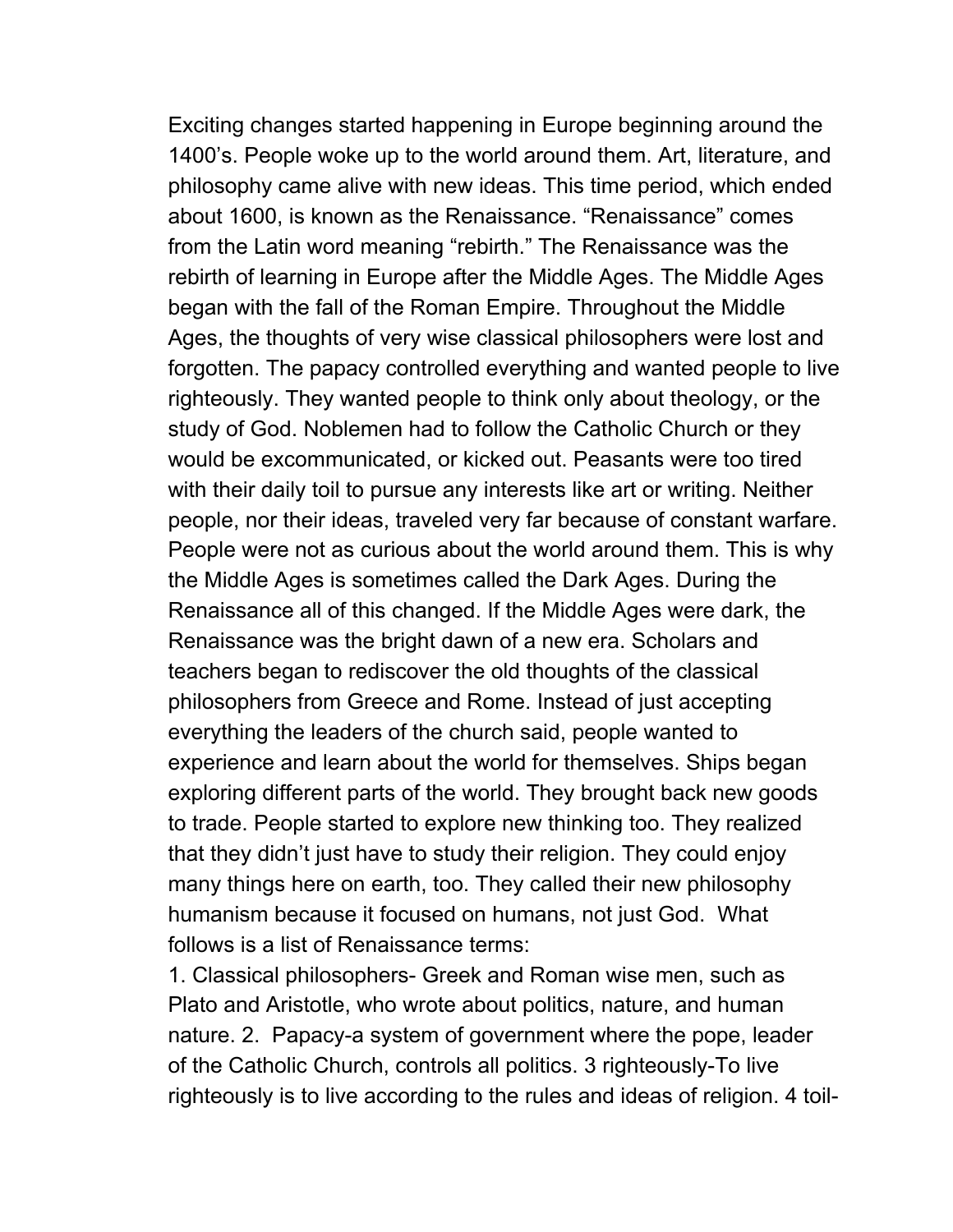Exciting changes started happening in Europe beginning around the 1400's. People woke up to the world around them. Art, literature, and philosophy came alive with new ideas. This time period, which ended about 1600, is known as the Renaissance. "Renaissance" comes from the Latin word meaning "rebirth." The Renaissance was the rebirth of learning in Europe after the Middle Ages. The Middle Ages began with the fall of the Roman Empire. Throughout the Middle Ages, the thoughts of very wise classical philosophers were lost and forgotten. The papacy controlled everything and wanted people to live righteously. They wanted people to think only about theology, or the study of God. Noblemen had to follow the Catholic Church or they would be excommunicated, or kicked out. Peasants were too tired with their daily toil to pursue any interests like art or writing. Neither people, nor their ideas, traveled very far because of constant warfare. People were not as curious about the world around them. This is why the Middle Ages is sometimes called the Dark Ages. During the Renaissance all of this changed. If the Middle Ages were dark, the Renaissance was the bright dawn of a new era. Scholars and teachers began to rediscover the old thoughts of the classical philosophers from Greece and Rome. Instead of just accepting everything the leaders of the church said, people wanted to experience and learn about the world for themselves. Ships began exploring different parts of the world. They brought back new goods to trade. People started to explore new thinking too. They realized that they didn't just have to study their religion. They could enjoy many things here on earth, too. They called their new philosophy humanism because it focused on humans, not just God. What follows is a list of Renaissance terms:

1. Classical philosophers- Greek and Roman wise men, such as Plato and Aristotle, who wrote about politics, nature, and human nature. 2. Papacy-a system of government where the pope, leader of the Catholic Church, controls all politics. 3 righteously-To live righteously is to live according to the rules and ideas of religion. 4 toil-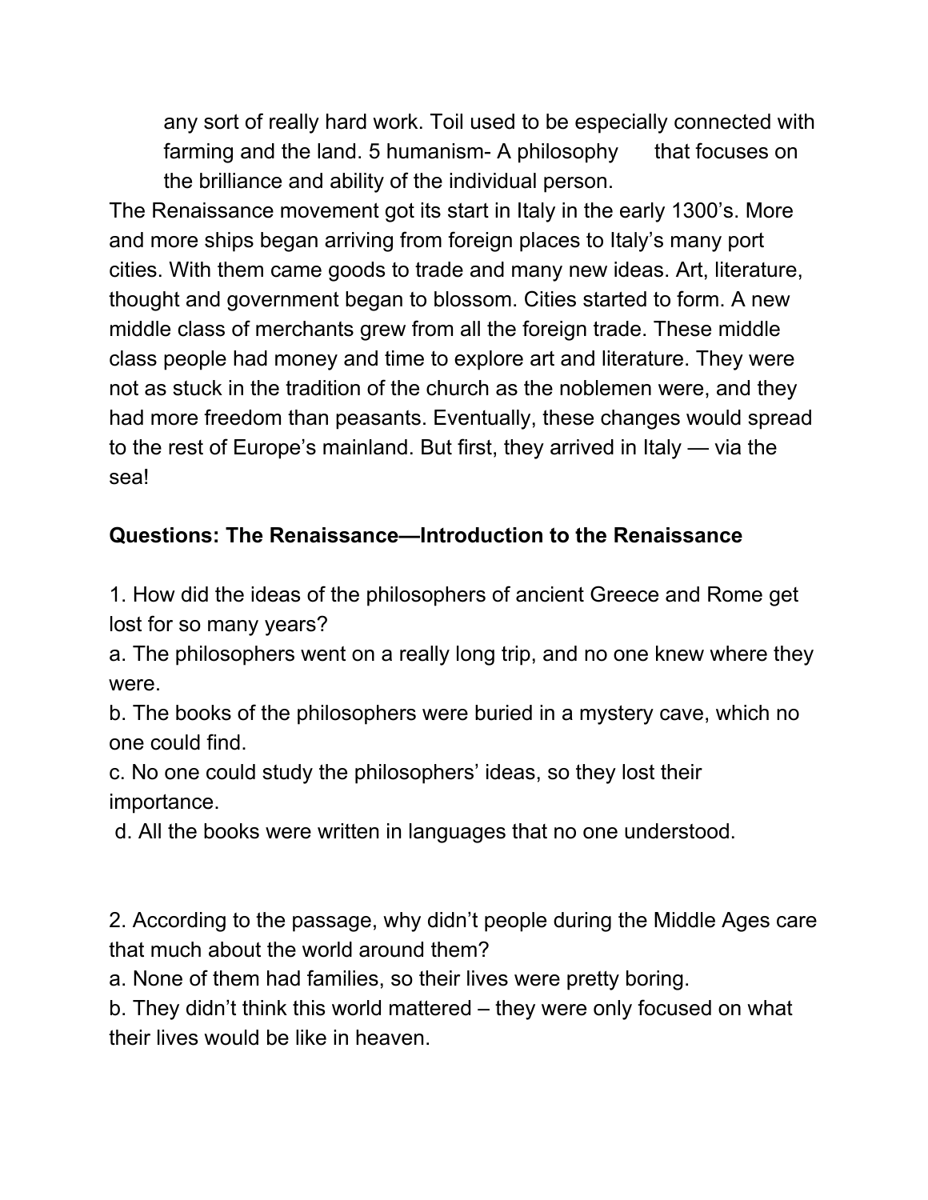any sort of really hard work. Toil used to be especially connected with farming and the land. 5 humanism- A philosophy that focuses on the brilliance and ability of the individual person.

The Renaissance movement got its start in Italy in the early 1300's. More and more ships began arriving from foreign places to Italy's many port cities. With them came goods to trade and many new ideas. Art, literature, thought and government began to blossom. Cities started to form. A new middle class of merchants grew from all the foreign trade. These middle class people had money and time to explore art and literature. They were not as stuck in the tradition of the church as the noblemen were, and they had more freedom than peasants. Eventually, these changes would spread to the rest of Europe's mainland. But first, they arrived in Italy — via the sea!

**Questions: The Renaissance—Introduction to the Renaissance**

1. How did the ideas of the philosophers of ancient Greece and Rome get lost for so many years?

a. The philosophers went on a really long trip, and no one knew where they were.

b. The books of the philosophers were buried in a mystery cave, which no one could find.

c. No one could study the philosophers' ideas, so they lost their importance.

d. All the books were written in languages that no one understood.

2. According to the passage, why didn't people during the Middle Ages care that much about the world around them?

a. None of them had families, so their lives were pretty boring.

b. They didn't think this world mattered – they were only focused on what their lives would be like in heaven.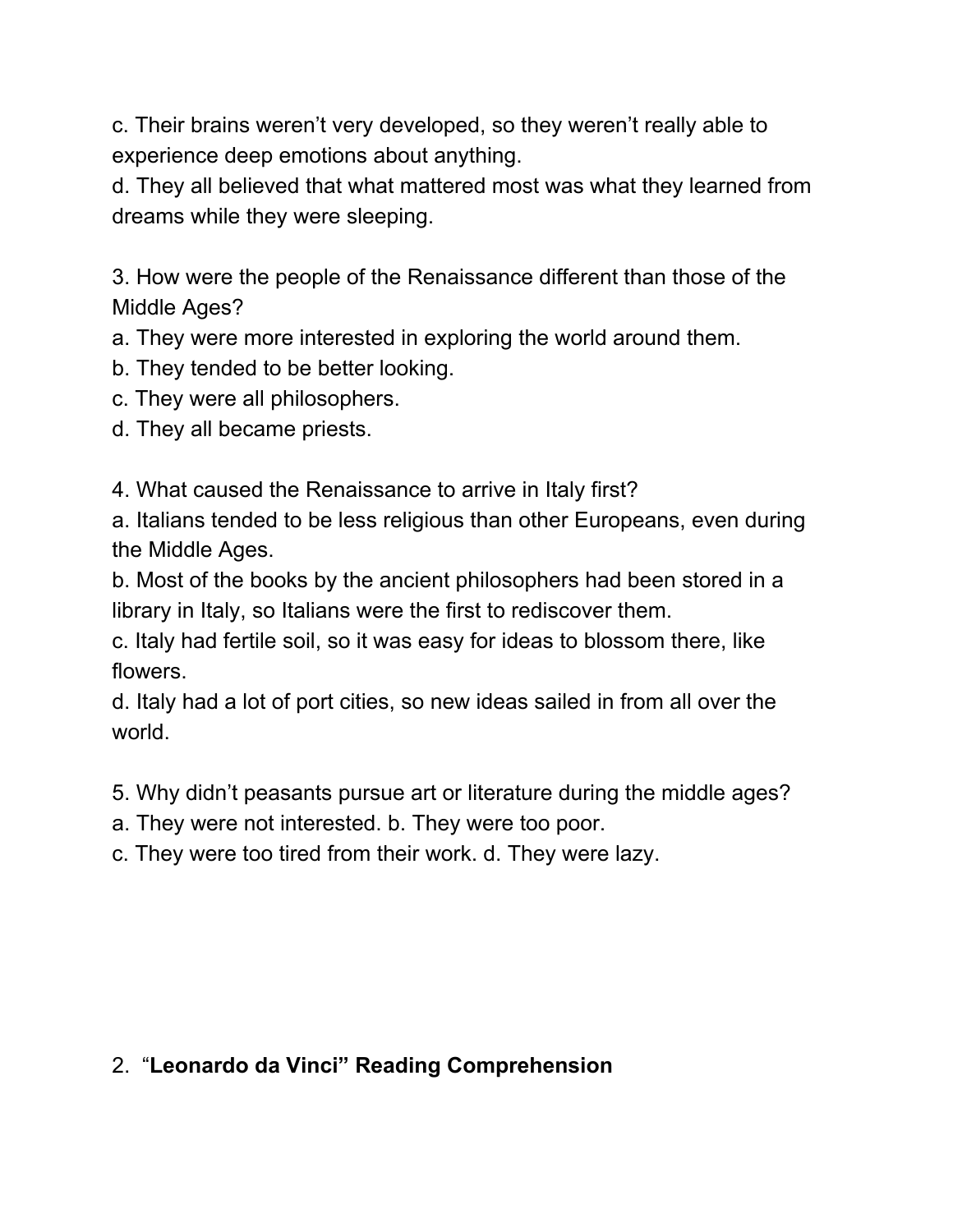c. Their brains weren't very developed, so they weren't really able to experience deep emotions about anything.
d. They all believed that what mattered most was what they learned from dreams while they were sleeping.

3. How were the people of the Renaissance different than those of the Middle Ages?
a. They were more interested in exploring the world around them.
b. They tended to be better looking.
c. They were all philosophers.
d. They all became priests.

4. What caused the Renaissance to arrive in Italy first?
a. Italians tended to be less religious than other Europeans, even during the Middle Ages.
b. Most of the books by the ancient philosophers had been stored in a library in Italy, so Italians were the first to rediscover them.
c. Italy had fertile soil, so it was easy for ideas to blossom there, like flowers.
d. Italy had a lot of port cities, so new ideas sailed in from all over the world.

5. Why didn't peasants pursue art or literature during the middle ages?
a. They were not interested. b. They were too poor.
c. They were too tired from their work. d. They were lazy.

## 2. "**Leonardo da Vinci**" **Reading Comprehension**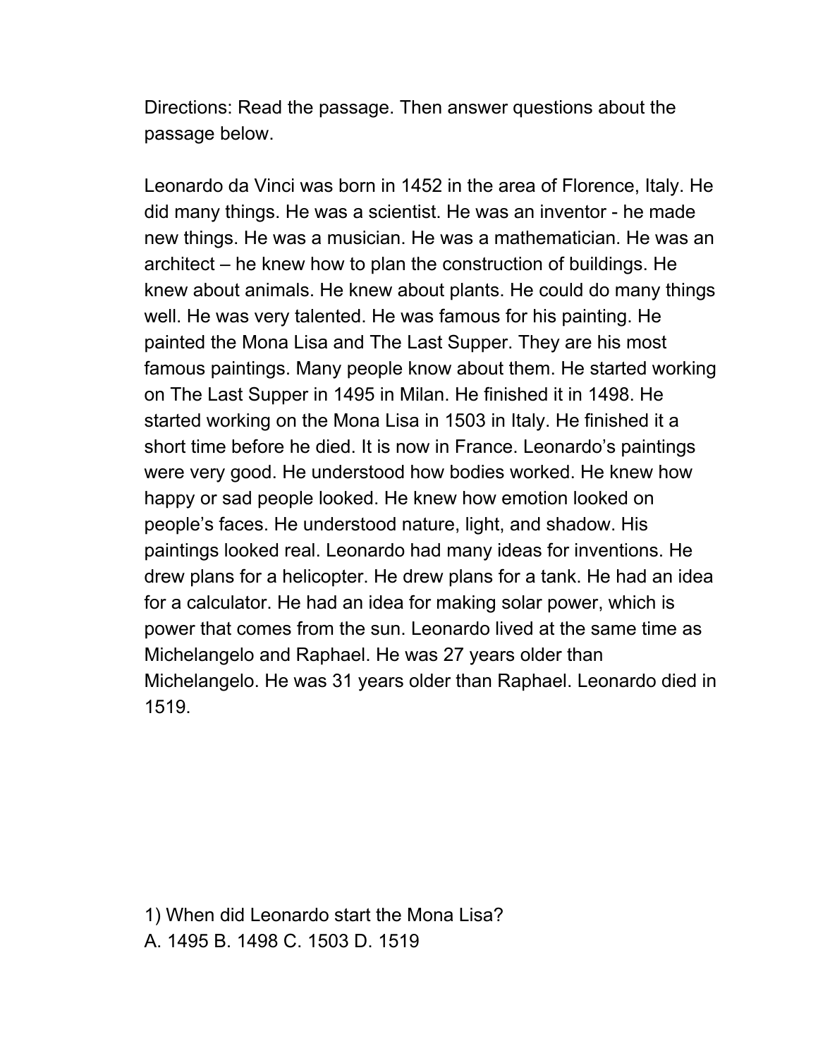Directions: Read the passage. Then answer questions about the passage below.

Leonardo da Vinci was born in 1452 in the area of Florence, Italy. He did many things. He was a scientist. He was an inventor - he made new things. He was a musician. He was a mathematician. He was an architect – he knew how to plan the construction of buildings. He knew about animals. He knew about plants. He could do many things well. He was very talented. He was famous for his painting. He painted the Mona Lisa and The Last Supper. They are his most famous paintings. Many people know about them. He started working on The Last Supper in 1495 in Milan. He finished it in 1498. He started working on the Mona Lisa in 1503 in Italy. He finished it a short time before he died. It is now in France. Leonardo's paintings were very good. He understood how bodies worked. He knew how happy or sad people looked. He knew how emotion looked on people's faces. He understood nature, light, and shadow. His paintings looked real. Leonardo had many ideas for inventions. He drew plans for a helicopter. He drew plans for a tank. He had an idea for a calculator. He had an idea for making solar power, which is power that comes from the sun. Leonardo lived at the same time as Michelangelo and Raphael. He was 27 years older than Michelangelo. He was 31 years older than Raphael. Leonardo died in 1519.

1) When did Leonardo start the Mona Lisa?
A. 1495 B. 1498 C. 1503 D. 1519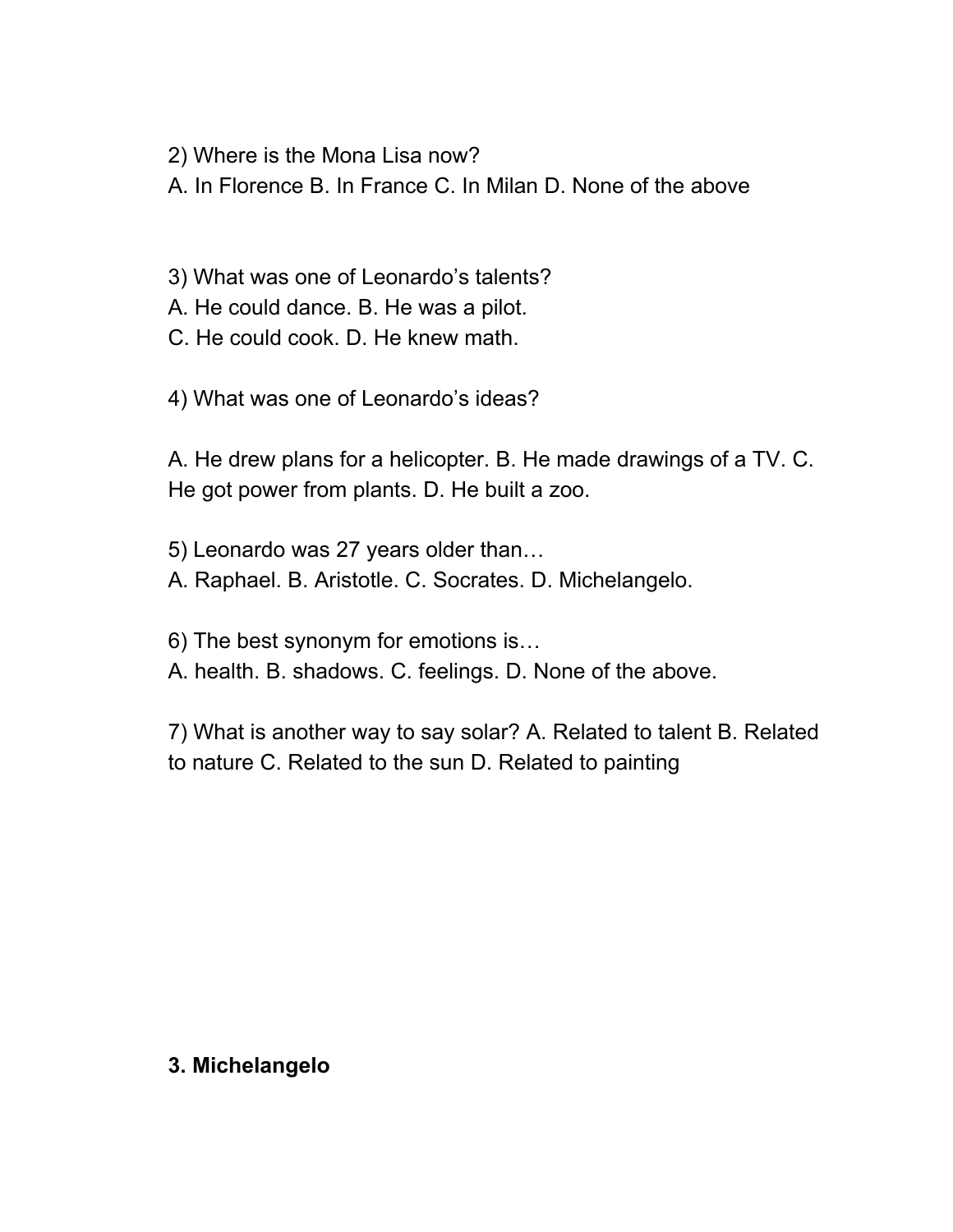2) Where is the Mona Lisa now?
A. In Florence B. In France C. In Milan D. None of the above

3) What was one of Leonardo's talents?
A. He could dance. B. He was a pilot.
C. He could cook. D. He knew math.

4) What was one of Leonardo's ideas?

A. He drew plans for a helicopter. B. He made drawings of a TV. C. He got power from plants. D. He built a zoo.

5) Leonardo was 27 years older than…
A. Raphael. B. Aristotle. C. Socrates. D. Michelangelo.

6) The best synonym for emotions is…
A. health. B. shadows. C. feelings. D. None of the above.

7) What is another way to say solar? A. Related to talent B. Related to nature C. Related to the sun D. Related to painting

**3. Michelangelo**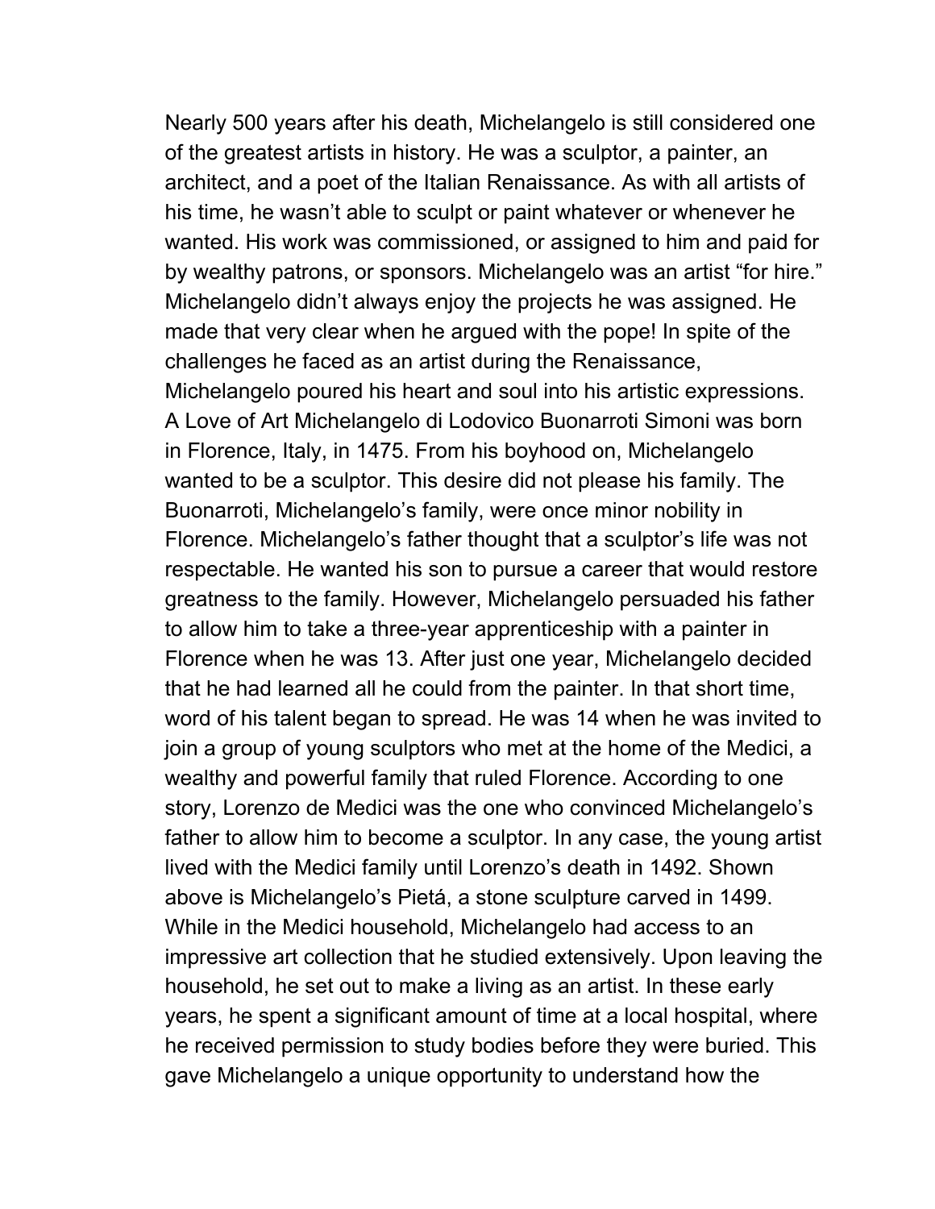Nearly 500 years after his death, Michelangelo is still considered one of the greatest artists in history. He was a sculptor, a painter, an architect, and a poet of the Italian Renaissance. As with all artists of his time, he wasn't able to sculpt or paint whatever or whenever he wanted. His work was commissioned, or assigned to him and paid for by wealthy patrons, or sponsors. Michelangelo was an artist "for hire." Michelangelo didn't always enjoy the projects he was assigned. He made that very clear when he argued with the pope! In spite of the challenges he faced as an artist during the Renaissance, Michelangelo poured his heart and soul into his artistic expressions. A Love of Art Michelangelo di Lodovico Buonarroti Simoni was born in Florence, Italy, in 1475. From his boyhood on, Michelangelo wanted to be a sculptor. This desire did not please his family. The Buonarroti, Michelangelo's family, were once minor nobility in Florence. Michelangelo's father thought that a sculptor's life was not respectable. He wanted his son to pursue a career that would restore greatness to the family. However, Michelangelo persuaded his father to allow him to take a three-year apprenticeship with a painter in Florence when he was 13. After just one year, Michelangelo decided that he had learned all he could from the painter. In that short time, word of his talent began to spread. He was 14 when he was invited to join a group of young sculptors who met at the home of the Medici, a wealthy and powerful family that ruled Florence. According to one story, Lorenzo de Medici was the one who convinced Michelangelo's father to allow him to become a sculptor. In any case, the young artist lived with the Medici family until Lorenzo's death in 1492. Shown above is Michelangelo's Pietá, a stone sculpture carved in 1499. While in the Medici household, Michelangelo had access to an impressive art collection that he studied extensively. Upon leaving the household, he set out to make a living as an artist. In these early years, he spent a significant amount of time at a local hospital, where he received permission to study bodies before they were buried. This gave Michelangelo a unique opportunity to understand how the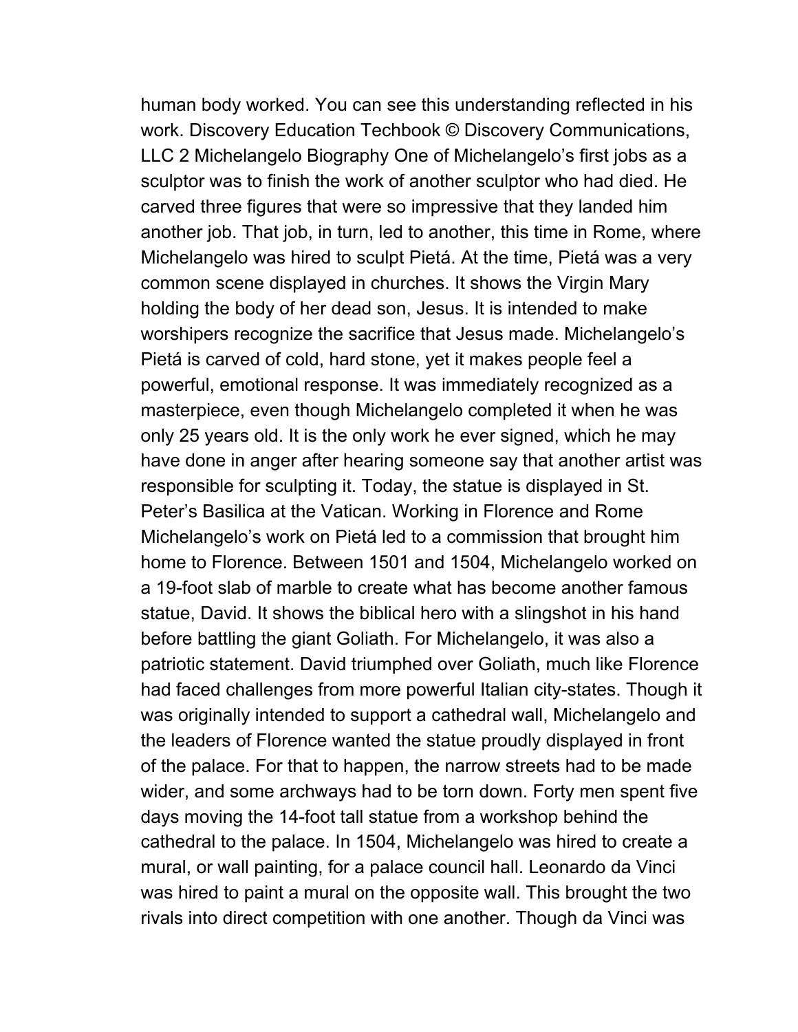human body worked. You can see this understanding reflected in his work. Discovery Education Techbook © Discovery Communications, LLC 2 Michelangelo Biography One of Michelangelo's first jobs as a sculptor was to finish the work of another sculptor who had died. He carved three figures that were so impressive that they landed him another job. That job, in turn, led to another, this time in Rome, where Michelangelo was hired to sculpt Pietá. At the time, Pietá was a very common scene displayed in churches. It shows the Virgin Mary holding the body of her dead son, Jesus. It is intended to make worshipers recognize the sacrifice that Jesus made. Michelangelo's Pietá is carved of cold, hard stone, yet it makes people feel a powerful, emotional response. It was immediately recognized as a masterpiece, even though Michelangelo completed it when he was only 25 years old. It is the only work he ever signed, which he may have done in anger after hearing someone say that another artist was responsible for sculpting it. Today, the statue is displayed in St. Peter's Basilica at the Vatican. Working in Florence and Rome Michelangelo's work on Pietá led to a commission that brought him home to Florence. Between 1501 and 1504, Michelangelo worked on a 19-foot slab of marble to create what has become another famous statue, David. It shows the biblical hero with a slingshot in his hand before battling the giant Goliath. For Michelangelo, it was also a patriotic statement. David triumphed over Goliath, much like Florence had faced challenges from more powerful Italian city-states. Though it was originally intended to support a cathedral wall, Michelangelo and the leaders of Florence wanted the statue proudly displayed in front of the palace. For that to happen, the narrow streets had to be made wider, and some archways had to be torn down. Forty men spent five days moving the 14-foot tall statue from a workshop behind the cathedral to the palace. In 1504, Michelangelo was hired to create a mural, or wall painting, for a palace council hall. Leonardo da Vinci was hired to paint a mural on the opposite wall. This brought the two rivals into direct competition with one another. Though da Vinci was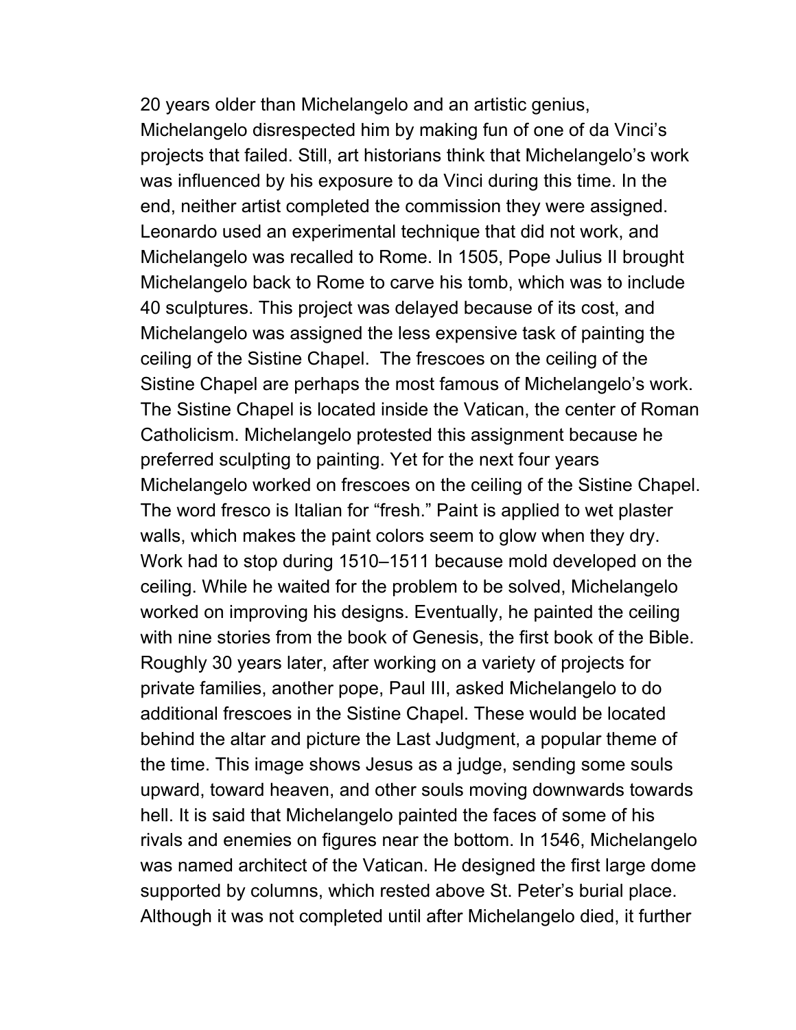20 years older than Michelangelo and an artistic genius, Michelangelo disrespected him by making fun of one of da Vinci's projects that failed. Still, art historians think that Michelangelo's work was influenced by his exposure to da Vinci during this time. In the end, neither artist completed the commission they were assigned. Leonardo used an experimental technique that did not work, and Michelangelo was recalled to Rome. In 1505, Pope Julius II brought Michelangelo back to Rome to carve his tomb, which was to include 40 sculptures. This project was delayed because of its cost, and Michelangelo was assigned the less expensive task of painting the ceiling of the Sistine Chapel. The frescoes on the ceiling of the Sistine Chapel are perhaps the most famous of Michelangelo's work. The Sistine Chapel is located inside the Vatican, the center of Roman Catholicism. Michelangelo protested this assignment because he preferred sculpting to painting. Yet for the next four years Michelangelo worked on frescoes on the ceiling of the Sistine Chapel. The word fresco is Italian for "fresh." Paint is applied to wet plaster walls, which makes the paint colors seem to glow when they dry. Work had to stop during 1510–1511 because mold developed on the ceiling. While he waited for the problem to be solved, Michelangelo worked on improving his designs. Eventually, he painted the ceiling with nine stories from the book of Genesis, the first book of the Bible. Roughly 30 years later, after working on a variety of projects for private families, another pope, Paul III, asked Michelangelo to do additional frescoes in the Sistine Chapel. These would be located behind the altar and picture the Last Judgment, a popular theme of the time. This image shows Jesus as a judge, sending some souls upward, toward heaven, and other souls moving downwards towards hell. It is said that Michelangelo painted the faces of some of his rivals and enemies on figures near the bottom. In 1546, Michelangelo was named architect of the Vatican. He designed the first large dome supported by columns, which rested above St. Peter's burial place. Although it was not completed until after Michelangelo died, it further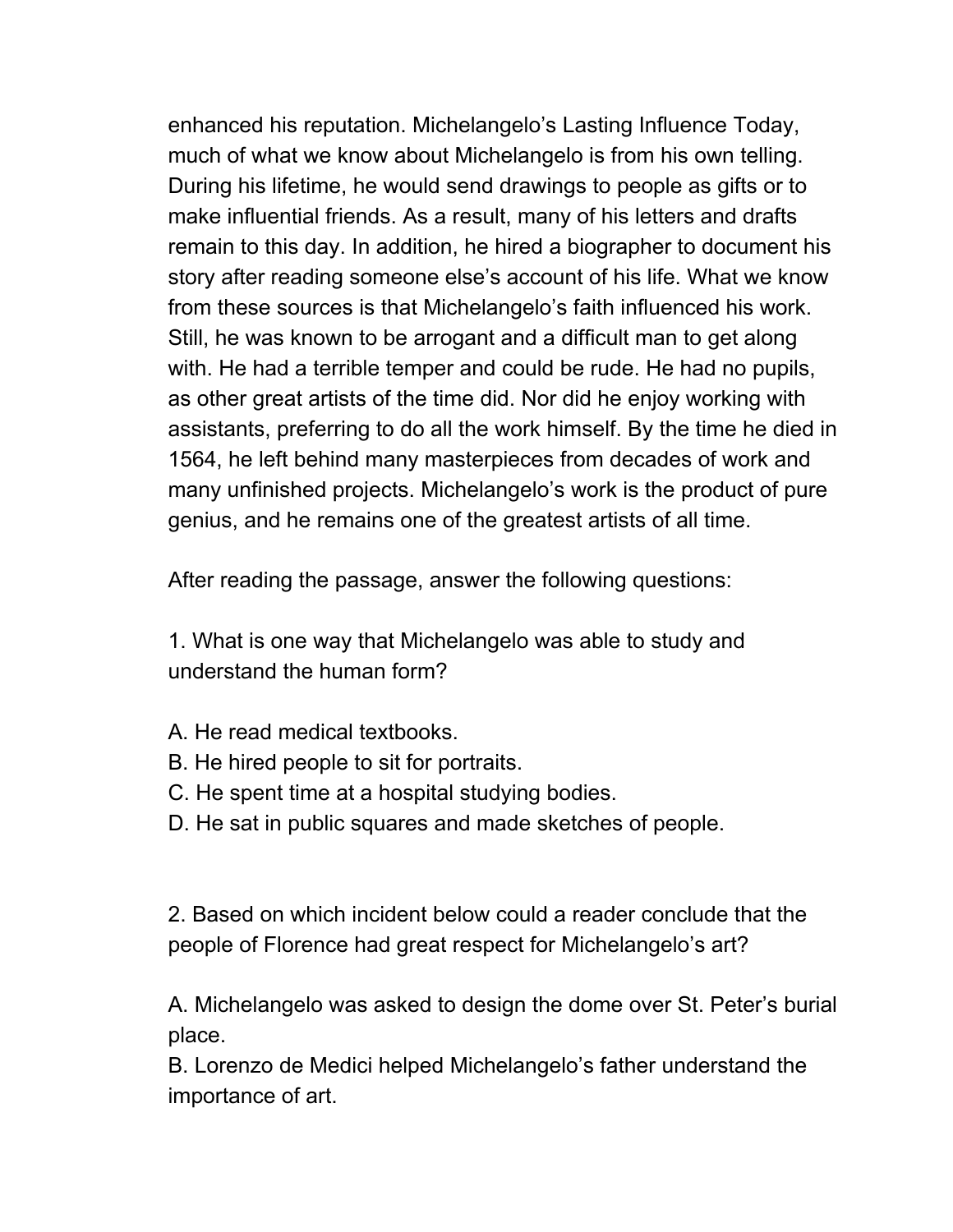enhanced his reputation. Michelangelo's Lasting Influence Today, much of what we know about Michelangelo is from his own telling. During his lifetime, he would send drawings to people as gifts or to make influential friends. As a result, many of his letters and drafts remain to this day. In addition, he hired a biographer to document his story after reading someone else's account of his life. What we know from these sources is that Michelangelo's faith influenced his work. Still, he was known to be arrogant and a difficult man to get along with. He had a terrible temper and could be rude. He had no pupils, as other great artists of the time did. Nor did he enjoy working with assistants, preferring to do all the work himself. By the time he died in 1564, he left behind many masterpieces from decades of work and many unfinished projects. Michelangelo's work is the product of pure genius, and he remains one of the greatest artists of all time.

After reading the passage, answer the following questions:

1. What is one way that Michelangelo was able to study and understand the human form?

A. He read medical textbooks.
B. He hired people to sit for portraits.
C. He spent time at a hospital studying bodies.
D. He sat in public squares and made sketches of people.

2. Based on which incident below could a reader conclude that the people of Florence had great respect for Michelangelo's art?

A. Michelangelo was asked to design the dome over St. Peter's burial place.
B. Lorenzo de Medici helped Michelangelo's father understand the importance of art.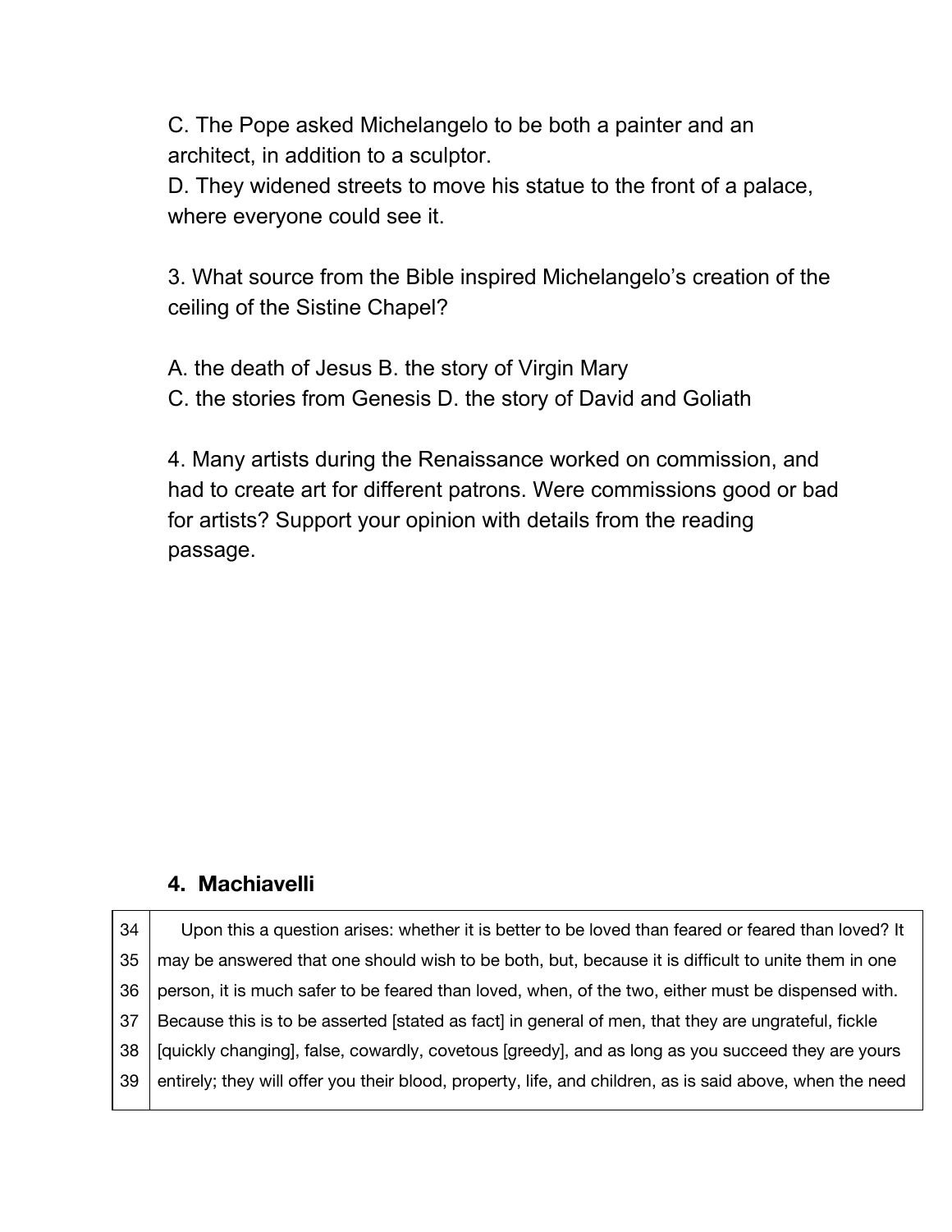C. The Pope asked Michelangelo to be both a painter and an architect, in addition to a sculptor.
D. They widened streets to move his statue to the front of a palace, where everyone could see it.

3. What source from the Bible inspired Michelangelo's creation of the ceiling of the Sistine Chapel?

A. the death of Jesus B. the story of Virgin Mary
C. the stories from Genesis D. the story of David and Goliath

4. Many artists during the Renaissance worked on commission, and had to create art for different patrons. Were commissions good or bad for artists? Support your opinion with details from the reading passage.

## 4. Machiavelli

| | |
|---|---|
| 34 | Upon this a question arises: whether it is better to be loved than feared or feared than loved? It |
| 35 | may be answered that one should wish to be both, but, because it is difficult to unite them in one |
| 36 | person, it is much safer to be feared than loved, when, of the two, either must be dispensed with. |
| 37 | Because this is to be asserted [stated as fact] in general of men, that they are ungrateful, fickle |
| 38 | [quickly changing], false, cowardly, covetous [greedy], and as long as you succeed they are yours |
| 39 | entirely; they will offer you their blood, property, life, and children, as is said above, when the need |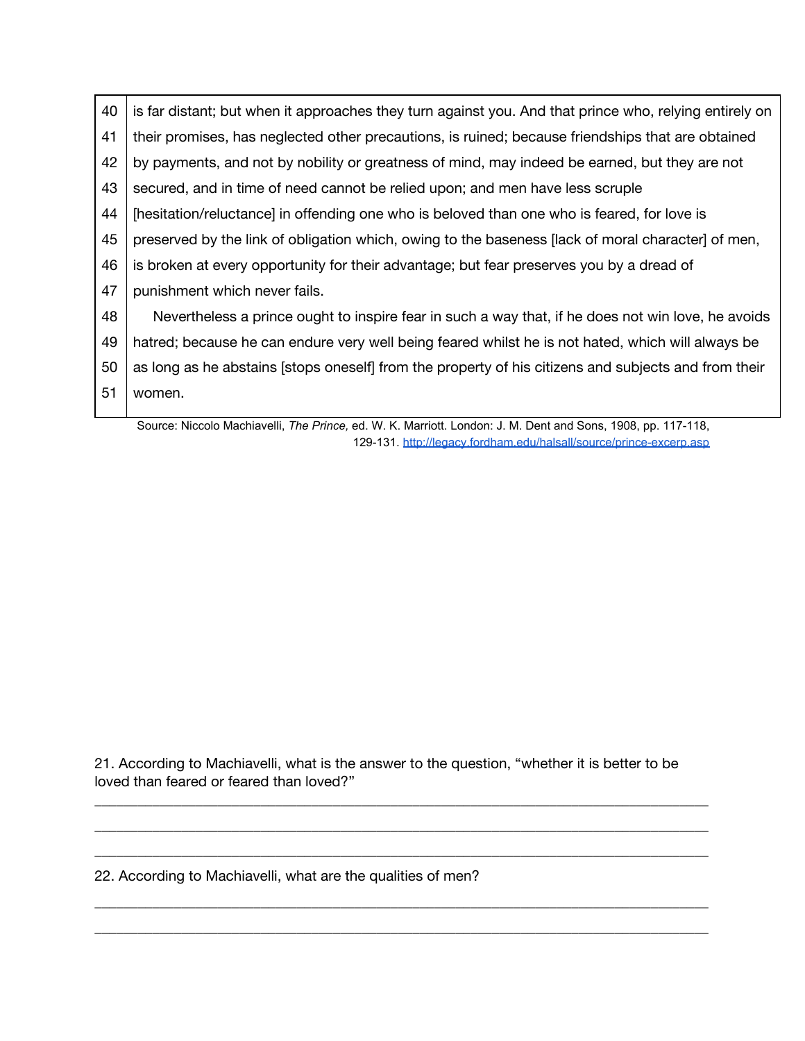| | |
|---|---|
| 40 | is far distant; but when it approaches they turn against you. And that prince who, relying entirely on |
| 41 | their promises, has neglected other precautions, is ruined; because friendships that are obtained |
| 42 | by payments, and not by nobility or greatness of mind, may indeed be earned, but they are not |
| 43 | secured, and in time of need cannot be relied upon; and men have less scruple |
| 44 | [hesitation/reluctance] in offending one who is beloved than one who is feared, for love is |
| 45 | preserved by the link of obligation which, owing to the baseness [lack of moral character] of men, |
| 46 | is broken at every opportunity for their advantage; but fear preserves you by a dread of |
| 47 | punishment which never fails. |
| 48 | Nevertheless a prince ought to inspire fear in such a way that, if he does not win love, he avoids |
| 49 | hatred; because he can endure very well being feared whilst he is not hated, which will always be |
| 50 | as long as he abstains [stops oneself] from the property of his citizens and subjects and from their |
| 51 | women. |

Source: Niccolo Machiavelli, *The Prince,* ed. W. K. Marriott. London: J. M. Dent and Sons, 1908, pp. 117-118, 129-131. http://legacy.fordham.edu/halsall/source/prince-excerp.asp

21. According to Machiavelli, what is the answer to the question, "whether it is better to be loved than feared or feared than loved?"

______________________________________________________________________________

______________________________________________________________________________

______________________________________________________________________________

22. According to Machiavelli, what are the qualities of men?

______________________________________________________________________________

______________________________________________________________________________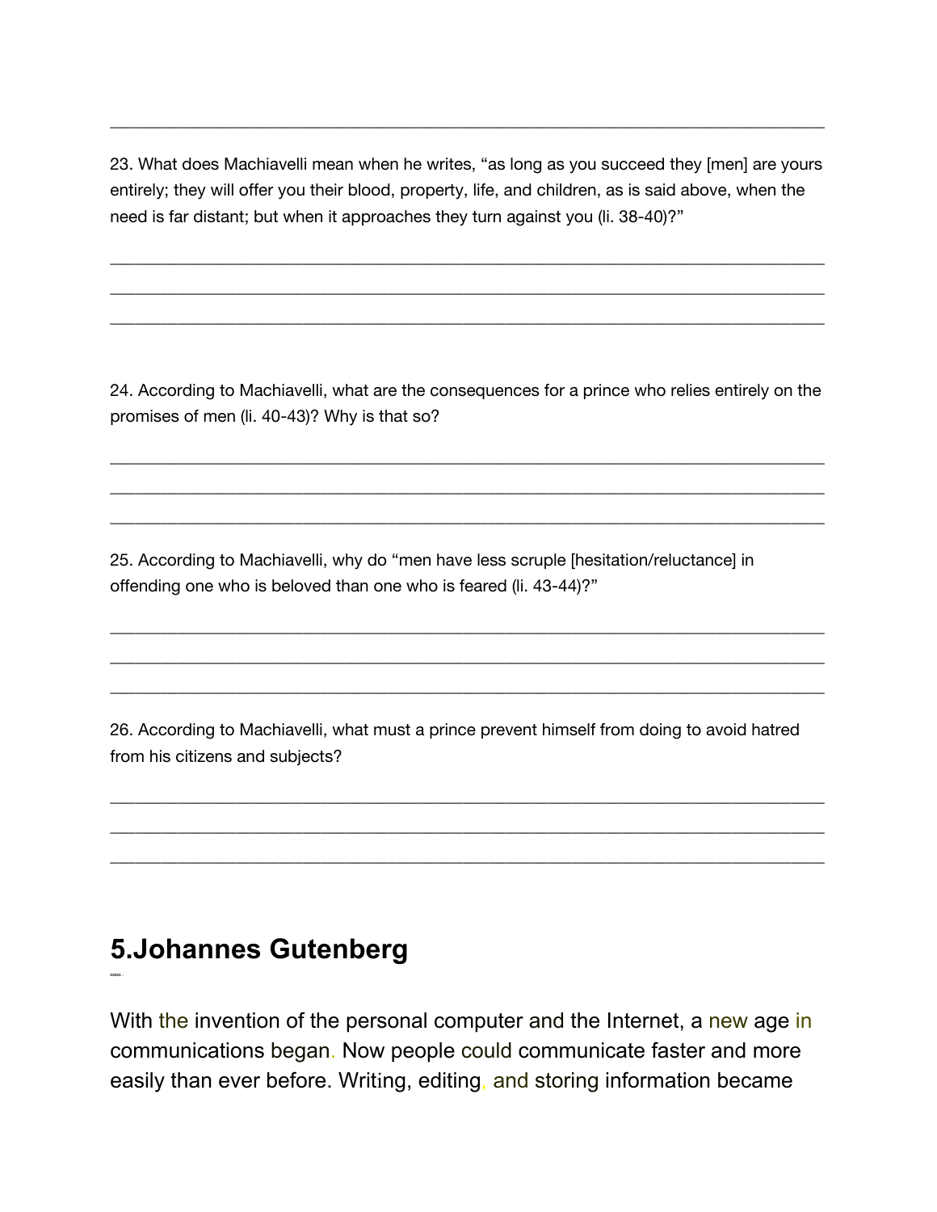______________________________________________________________________________

23. What does Machiavelli mean when he writes, “as long as you succeed they [men] are yours entirely; they will offer you their blood, property, life, and children, as is said above, when the need is far distant; but when it approaches they turn against you (li. 38-40)?”

______________________________________________________________________________
______________________________________________________________________________
______________________________________________________________________________

24. According to Machiavelli, what are the consequences for a prince who relies entirely on the promises of men (li. 40-43)? Why is that so?

______________________________________________________________________________
______________________________________________________________________________
______________________________________________________________________________

25. According to Machiavelli, why do “men have less scruple [hesitation/reluctance] in offending one who is beloved than one who is feared (li. 43-44)?”

______________________________________________________________________________
______________________________________________________________________________
______________________________________________________________________________

26. According to Machiavelli, what must a prince prevent himself from doing to avoid hatred from his citizens and subjects?

______________________________________________________________________________
______________________________________________________________________________
______________________________________________________________________________

## 5.Johannes Gutenberg

With the invention of the personal computer and the Internet, a new age in communications began. Now people could communicate faster and more easily than ever before. Writing, editing, and storing information became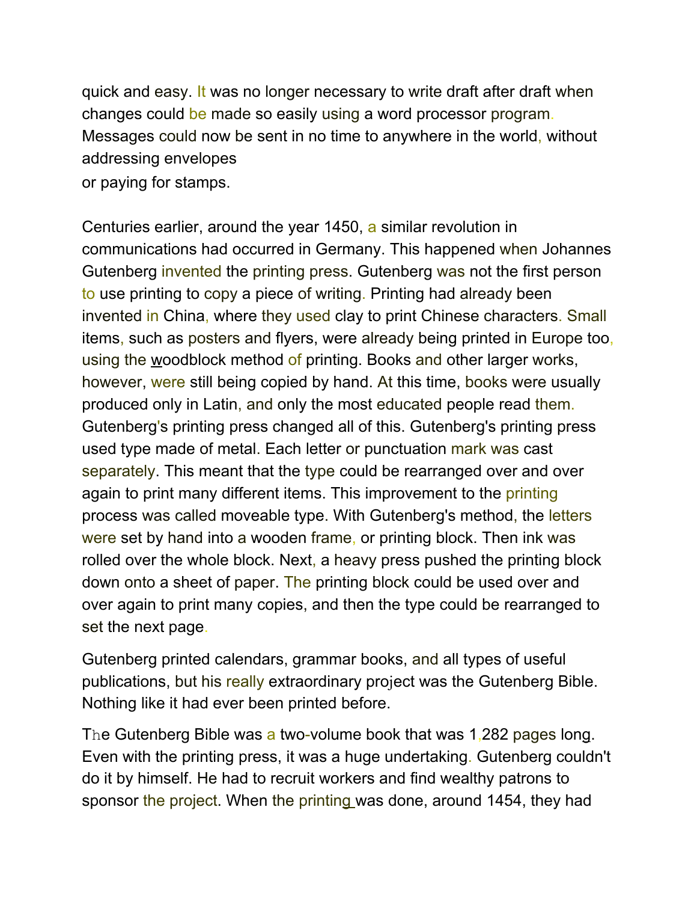quick and easy. It was no longer necessary to write draft after draft when changes could be made so easily using a word processor program. Messages could now be sent in no time to anywhere in the world, without addressing envelopes
or paying for stamps.

Centuries earlier, around the year 1450, a similar revolution in communications had occurred in Germany. This happened when Johannes Gutenberg invented the printing press. Gutenberg was not the first person to use printing to copy a piece of writing. Printing had already been invented in China, where they used clay to print Chinese characters. Small items, such as posters and flyers, were already being printed in Europe too, using the woodblock method of printing. Books and other larger works, however, were still being copied by hand. At this time, books were usually produced only in Latin, and only the most educated people read them. Gutenberg's printing press changed all of this. Gutenberg's printing press used type made of metal. Each letter or punctuation mark was cast separately. This meant that the type could be rearranged over and over again to print many different items. This improvement to the printing process was called moveable type. With Gutenberg's method, the letters were set by hand into a wooden frame, or printing block. Then ink was rolled over the whole block. Next, a heavy press pushed the printing block down onto a sheet of paper. The printing block could be used over and over again to print many copies, and then the type could be rearranged to set the next page.

Gutenberg printed calendars, grammar books, and all types of useful publications, but his really extraordinary project was the Gutenberg Bible. Nothing like it had ever been printed before.

The Gutenberg Bible was a two-volume book that was 1,282 pages long. Even with the printing press, it was a huge undertaking. Gutenberg couldn't do it by himself. He had to recruit workers and find wealthy patrons to sponsor the project. When the printing was done, around 1454, they had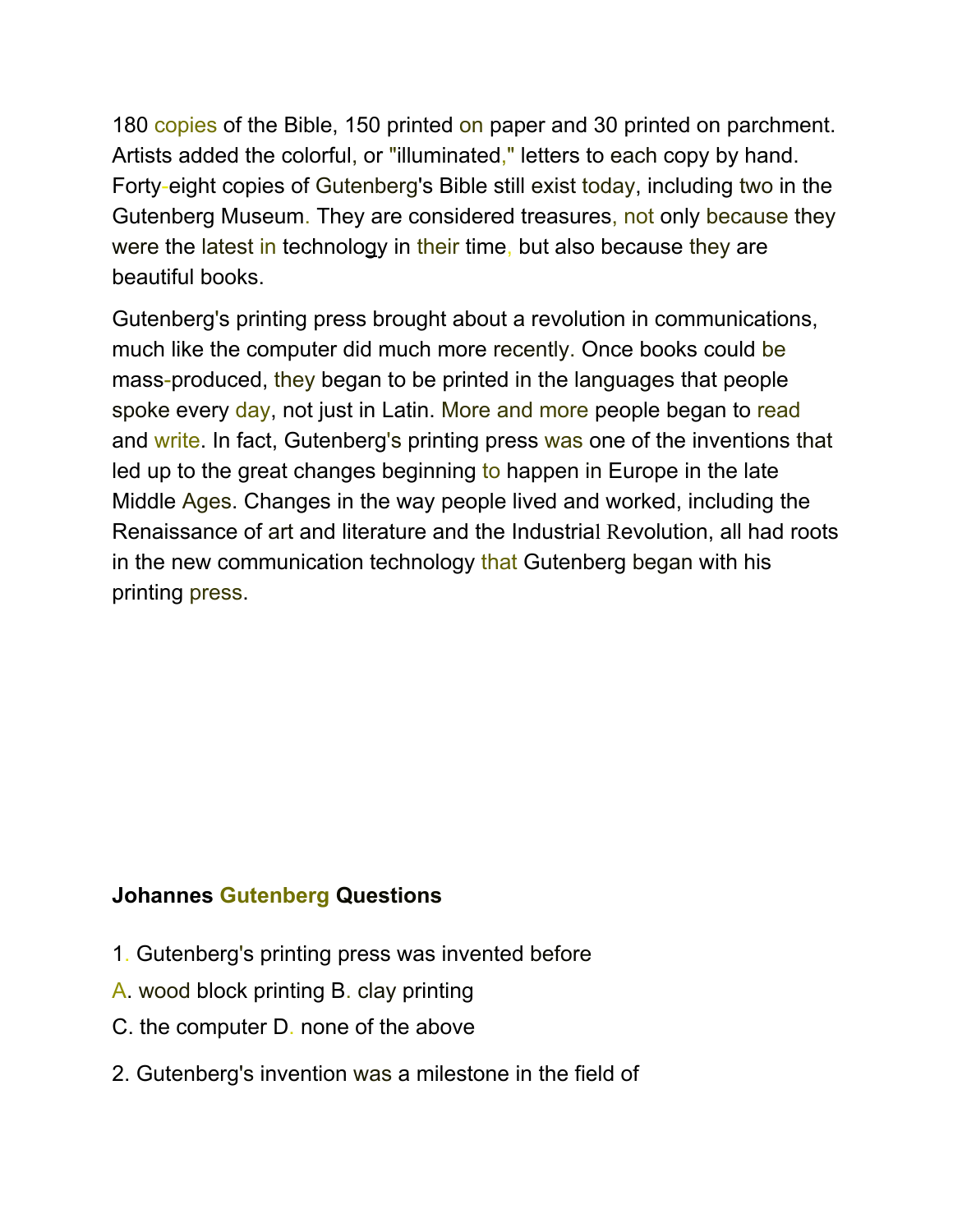180 copies of the Bible, 150 printed on paper and 30 printed on parchment. Artists added the colorful, or "illuminated," letters to each copy by hand. Forty-eight copies of Gutenberg's Bible still exist today, including two in the Gutenberg Museum. They are considered treasures, not only because they were the latest in technology in their time, but also because they are beautiful books.

Gutenberg's printing press brought about a revolution in communications, much like the computer did much more recently. Once books could be mass-produced, they began to be printed in the languages that people spoke every day, not just in Latin. More and more people began to read and write. In fact, Gutenberg's printing press was one of the inventions that led up to the great changes beginning to happen in Europe in the late Middle Ages. Changes in the way people lived and worked, including the Renaissance of art and literature and the Industrial Revolution, all had roots in the new communication technology that Gutenberg began with his printing press.

**Johannes Gutenberg Questions**

1. Gutenberg's printing press was invented before

A. wood block printing B. clay printing

C. the computer D. none of the above

2. Gutenberg's invention was a milestone in the field of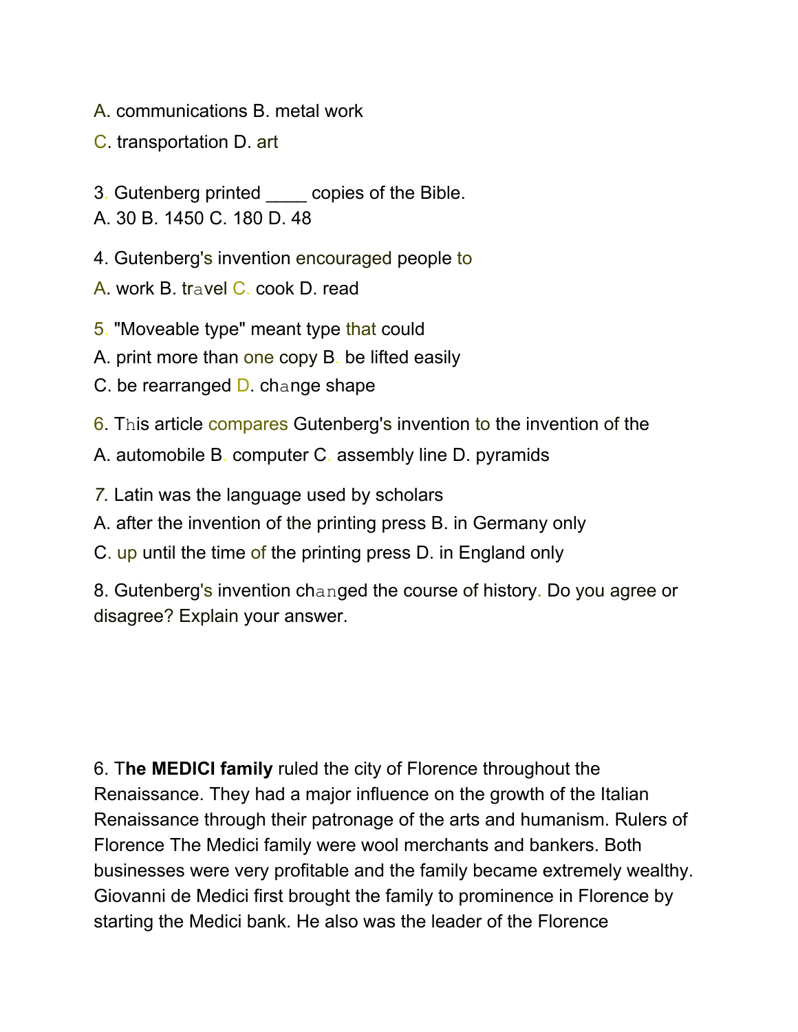A. communications B. metal work

C. transportation D. art

3. Gutenberg printed ____ copies of the Bible.
A. 30 B. 1450 C. 180 D. 48

4. Gutenberg's invention encouraged people to

A. work B. travel C. cook D. read

5. "Moveable type" meant type that could

A. print more than one copy B. be lifted easily

C. be rearranged D. change shape

6. This article compares Gutenberg's invention to the invention of the

A. automobile B. computer C. assembly line D. pyramids

7. Latin was the language used by scholars

A. after the invention of the printing press B. in Germany only

C. up until the time of the printing press D. in England only

8. Gutenberg's invention changed the course of history. Do you agree or disagree? Explain your answer.

6. T**he MEDICI family** ruled the city of Florence throughout the Renaissance. They had a major influence on the growth of the Italian Renaissance through their patronage of the arts and humanism. Rulers of Florence The Medici family were wool merchants and bankers. Both businesses were very profitable and the family became extremely wealthy. Giovanni de Medici first brought the family to prominence in Florence by starting the Medici bank. He also was the leader of the Florence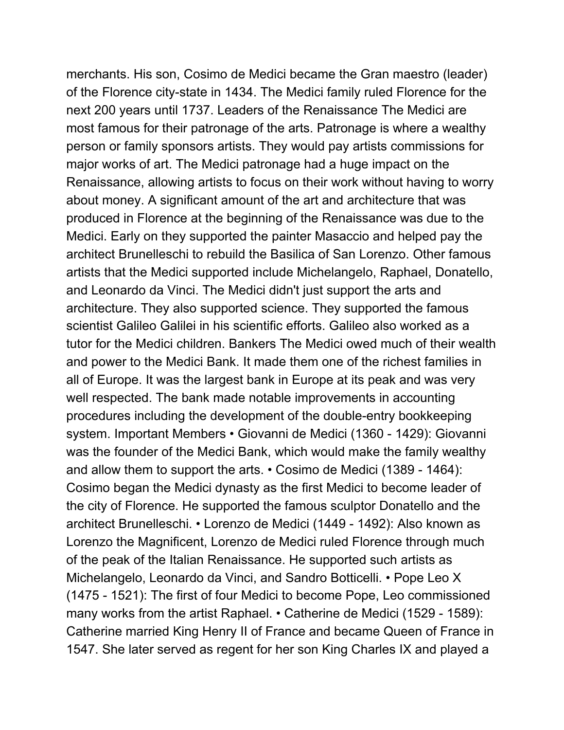merchants. His son, Cosimo de Medici became the Gran maestro (leader) of the Florence city-state in 1434. The Medici family ruled Florence for the next 200 years until 1737. Leaders of the Renaissance The Medici are most famous for their patronage of the arts. Patronage is where a wealthy person or family sponsors artists. They would pay artists commissions for major works of art. The Medici patronage had a huge impact on the Renaissance, allowing artists to focus on their work without having to worry about money. A significant amount of the art and architecture that was produced in Florence at the beginning of the Renaissance was due to the Medici. Early on they supported the painter Masaccio and helped pay the architect Brunelleschi to rebuild the Basilica of San Lorenzo. Other famous artists that the Medici supported include Michelangelo, Raphael, Donatello, and Leonardo da Vinci. The Medici didn't just support the arts and architecture. They also supported science. They supported the famous scientist Galileo Galilei in his scientific efforts. Galileo also worked as a tutor for the Medici children. Bankers The Medici owed much of their wealth and power to the Medici Bank. It made them one of the richest families in all of Europe. It was the largest bank in Europe at its peak and was very well respected. The bank made notable improvements in accounting procedures including the development of the double-entry bookkeeping system. Important Members • Giovanni de Medici (1360 - 1429): Giovanni was the founder of the Medici Bank, which would make the family wealthy and allow them to support the arts. • Cosimo de Medici (1389 - 1464): Cosimo began the Medici dynasty as the first Medici to become leader of the city of Florence. He supported the famous sculptor Donatello and the architect Brunelleschi. • Lorenzo de Medici (1449 - 1492): Also known as Lorenzo the Magnificent, Lorenzo de Medici ruled Florence through much of the peak of the Italian Renaissance. He supported such artists as Michelangelo, Leonardo da Vinci, and Sandro Botticelli. • Pope Leo X (1475 - 1521): The first of four Medici to become Pope, Leo commissioned many works from the artist Raphael. • Catherine de Medici (1529 - 1589): Catherine married King Henry II of France and became Queen of France in 1547. She later served as regent for her son King Charles IX and played a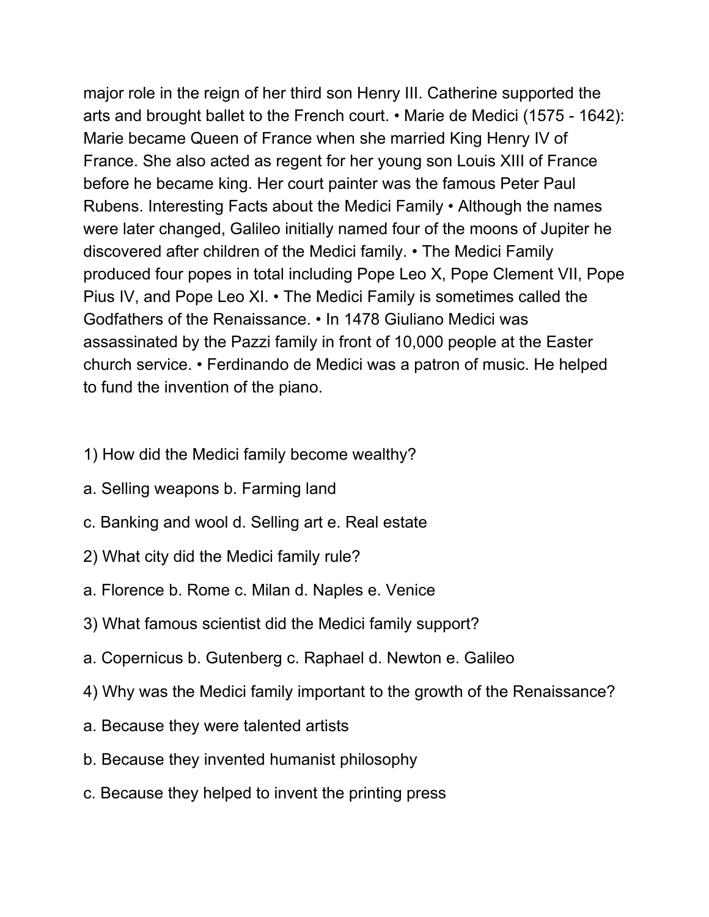major role in the reign of her third son Henry III. Catherine supported the arts and brought ballet to the French court. • Marie de Medici (1575 - 1642): Marie became Queen of France when she married King Henry IV of France. She also acted as regent for her young son Louis XIII of France before he became king. Her court painter was the famous Peter Paul Rubens. Interesting Facts about the Medici Family • Although the names were later changed, Galileo initially named four of the moons of Jupiter he discovered after children of the Medici family. • The Medici Family produced four popes in total including Pope Leo X, Pope Clement VII, Pope Pius IV, and Pope Leo XI. • The Medici Family is sometimes called the Godfathers of the Renaissance. • In 1478 Giuliano Medici was assassinated by the Pazzi family in front of 10,000 people at the Easter church service. • Ferdinando de Medici was a patron of music. He helped to fund the invention of the piano.

1) How did the Medici family become wealthy?

a. Selling weapons b. Farming land

c. Banking and wool d. Selling art e. Real estate

2) What city did the Medici family rule?

a. Florence b. Rome c. Milan d. Naples e. Venice

3) What famous scientist did the Medici family support?

a. Copernicus b. Gutenberg c. Raphael d. Newton e. Galileo

4) Why was the Medici family important to the growth of the Renaissance?

a. Because they were talented artists

b. Because they invented humanist philosophy

c. Because they helped to invent the printing press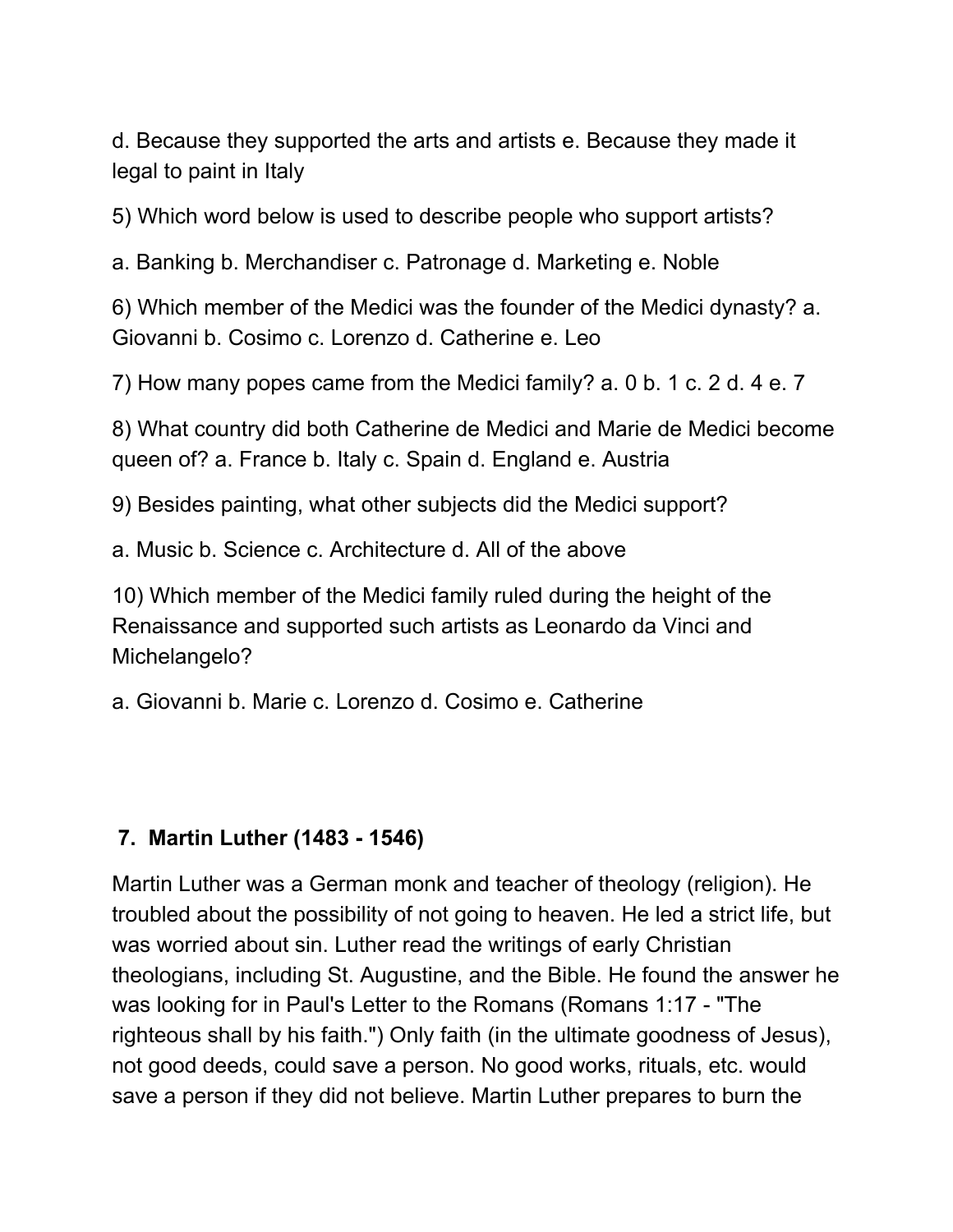d. Because they supported the arts and artists e. Because they made it legal to paint in Italy

5) Which word below is used to describe people who support artists?

a. Banking b. Merchandiser c. Patronage d. Marketing e. Noble

6) Which member of the Medici was the founder of the Medici dynasty? a. Giovanni b. Cosimo c. Lorenzo d. Catherine e. Leo

7) How many popes came from the Medici family? a. 0 b. 1 c. 2 d. 4 e. 7

8) What country did both Catherine de Medici and Marie de Medici become queen of? a. France b. Italy c. Spain d. England e. Austria

9) Besides painting, what other subjects did the Medici support?

a. Music b. Science c. Architecture d. All of the above

10) Which member of the Medici family ruled during the height of the Renaissance and supported such artists as Leonardo da Vinci and Michelangelo?

a. Giovanni b. Marie c. Lorenzo d. Cosimo e. Catherine

## 7. Martin Luther (1483 - 1546)

Martin Luther was a German monk and teacher of theology (religion). He troubled about the possibility of not going to heaven. He led a strict life, but was worried about sin. Luther read the writings of early Christian theologians, including St. Augustine, and the Bible. He found the answer he was looking for in Paul's Letter to the Romans (Romans 1:17 - "The righteous shall by his faith.") Only faith (in the ultimate goodness of Jesus), not good deeds, could save a person. No good works, rituals, etc. would save a person if they did not believe. Martin Luther prepares to burn the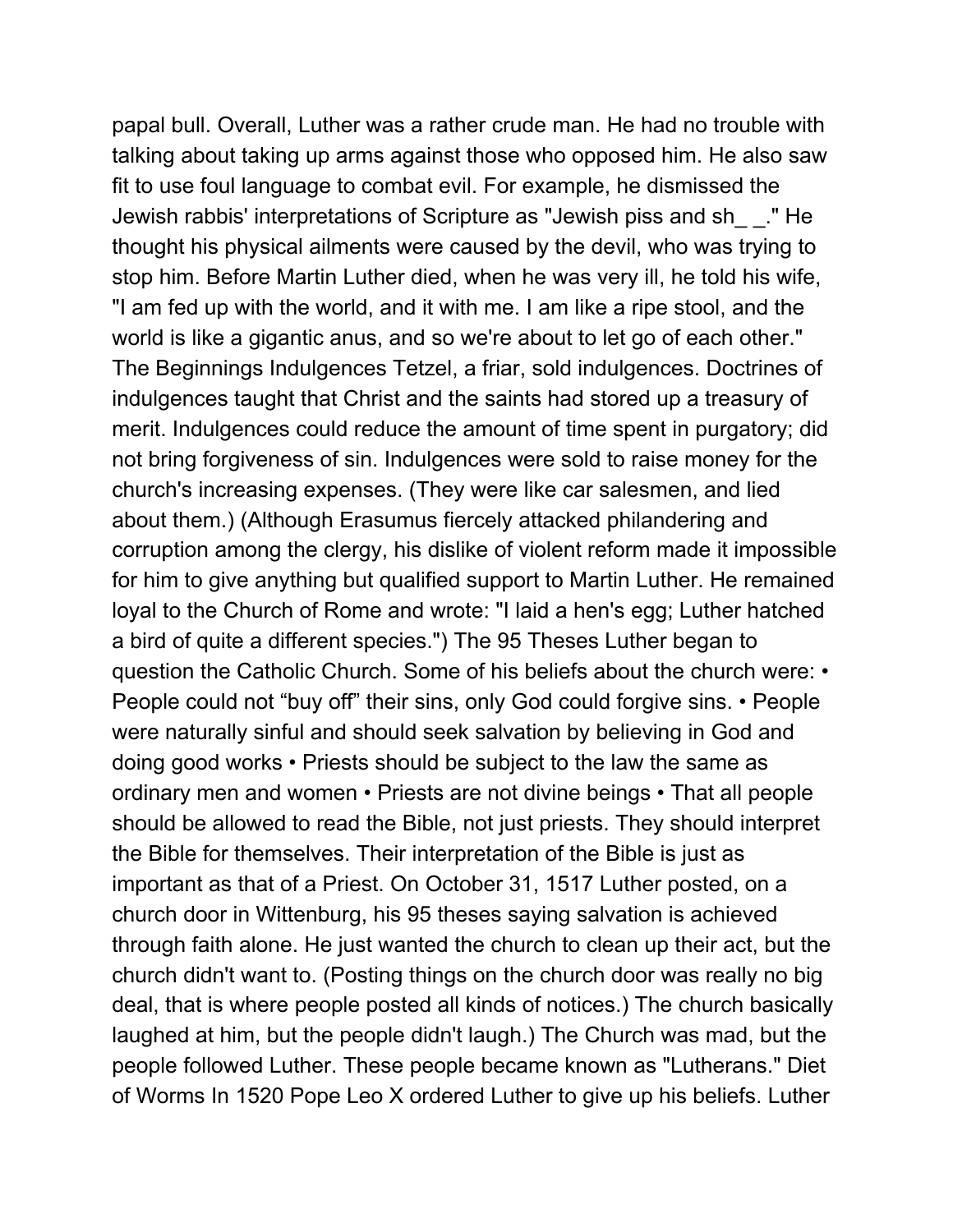papal bull. Overall, Luther was a rather crude man. He had no trouble with talking about taking up arms against those who opposed him. He also saw fit to use foul language to combat evil. For example, he dismissed the Jewish rabbis' interpretations of Scripture as "Jewish piss and sh_ _." He thought his physical ailments were caused by the devil, who was trying to stop him. Before Martin Luther died, when he was very ill, he told his wife, "I am fed up with the world, and it with me. I am like a ripe stool, and the world is like a gigantic anus, and so we're about to let go of each other." The Beginnings Indulgences Tetzel, a friar, sold indulgences. Doctrines of indulgences taught that Christ and the saints had stored up a treasury of merit. Indulgences could reduce the amount of time spent in purgatory; did not bring forgiveness of sin. Indulgences were sold to raise money for the church's increasing expenses. (They were like car salesmen, and lied about them.) (Although Erasumus fiercely attacked philandering and corruption among the clergy, his dislike of violent reform made it impossible for him to give anything but qualified support to Martin Luther. He remained loyal to the Church of Rome and wrote: "I laid a hen's egg; Luther hatched a bird of quite a different species.") The 95 Theses Luther began to question the Catholic Church. Some of his beliefs about the church were: • People could not "buy off" their sins, only God could forgive sins. • People were naturally sinful and should seek salvation by believing in God and doing good works • Priests should be subject to the law the same as ordinary men and women • Priests are not divine beings • That all people should be allowed to read the Bible, not just priests. They should interpret the Bible for themselves. Their interpretation of the Bible is just as important as that of a Priest. On October 31, 1517 Luther posted, on a church door in Wittenburg, his 95 theses saying salvation is achieved through faith alone. He just wanted the church to clean up their act, but the church didn't want to. (Posting things on the church door was really no big deal, that is where people posted all kinds of notices.) The church basically laughed at him, but the people didn't laugh.) The Church was mad, but the people followed Luther. These people became known as "Lutherans." Diet of Worms In 1520 Pope Leo X ordered Luther to give up his beliefs. Luther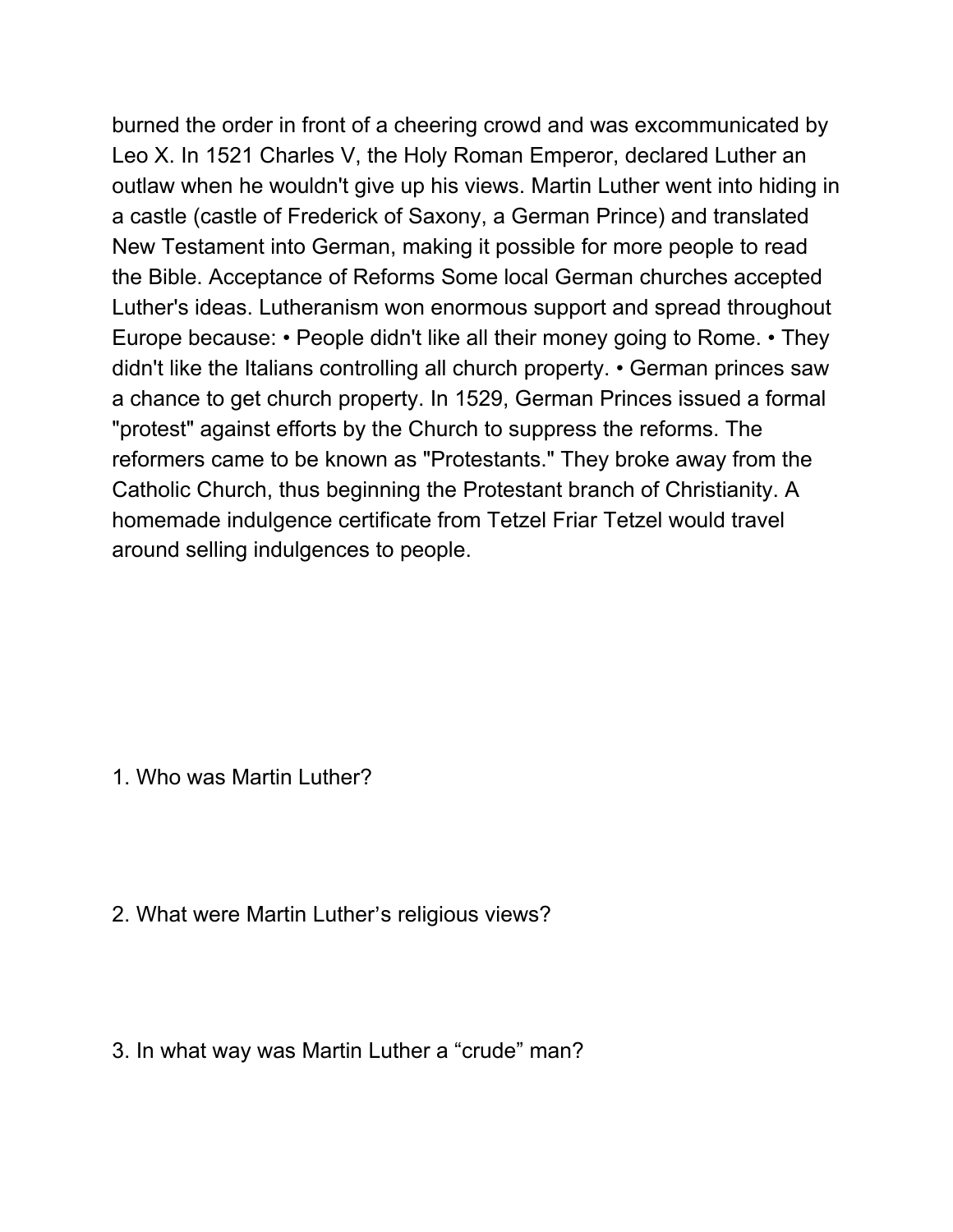burned the order in front of a cheering crowd and was excommunicated by Leo X. In 1521 Charles V, the Holy Roman Emperor, declared Luther an outlaw when he wouldn't give up his views. Martin Luther went into hiding in a castle (castle of Frederick of Saxony, a German Prince) and translated New Testament into German, making it possible for more people to read the Bible. Acceptance of Reforms Some local German churches accepted Luther's ideas. Lutheranism won enormous support and spread throughout Europe because: • People didn't like all their money going to Rome. • They didn't like the Italians controlling all church property. • German princes saw a chance to get church property. In 1529, German Princes issued a formal "protest" against efforts by the Church to suppress the reforms. The reformers came to be known as "Protestants." They broke away from the Catholic Church, thus beginning the Protestant branch of Christianity. A homemade indulgence certificate from Tetzel Friar Tetzel would travel around selling indulgences to people.

1. Who was Martin Luther?

2. What were Martin Luther's religious views?

3. In what way was Martin Luther a "crude" man?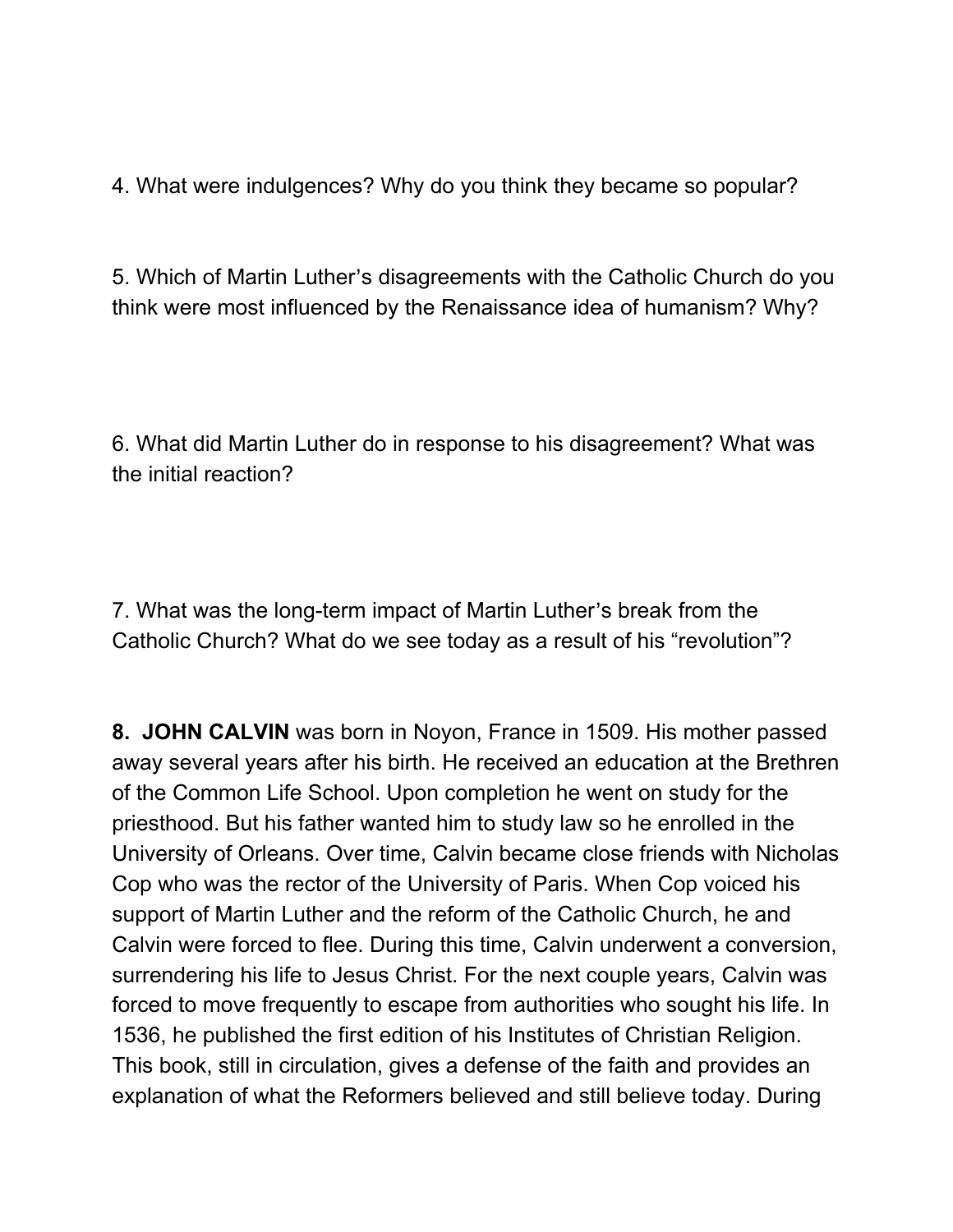4. What were indulgences? Why do you think they became so popular?

5. Which of Martin Luther's disagreements with the Catholic Church do you think were most influenced by the Renaissance idea of humanism? Why?

6. What did Martin Luther do in response to his disagreement? What was the initial reaction?

7. What was the long-term impact of Martin Luther's break from the Catholic Church? What do we see today as a result of his "revolution"?

**8. JOHN CALVIN** was born in Noyon, France in 1509. His mother passed away several years after his birth. He received an education at the Brethren of the Common Life School. Upon completion he went on study for the priesthood. But his father wanted him to study law so he enrolled in the University of Orleans. Over time, Calvin became close friends with Nicholas Cop who was the rector of the University of Paris. When Cop voiced his support of Martin Luther and the reform of the Catholic Church, he and Calvin were forced to flee. During this time, Calvin underwent a conversion, surrendering his life to Jesus Christ. For the next couple years, Calvin was forced to move frequently to escape from authorities who sought his life. In 1536, he published the first edition of his Institutes of Christian Religion. This book, still in circulation, gives a defense of the faith and provides an explanation of what the Reformers believed and still believe today. During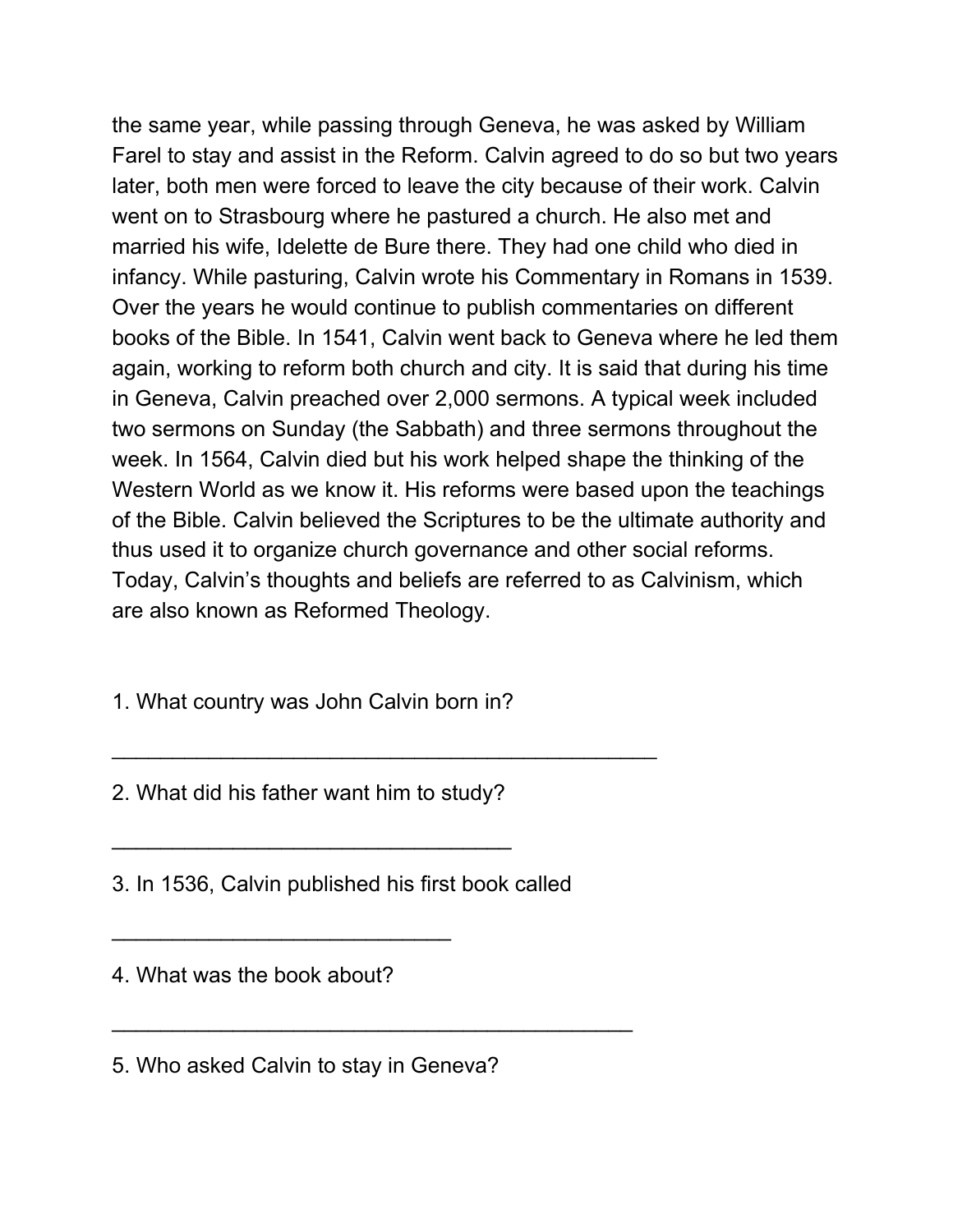the same year, while passing through Geneva, he was asked by William Farel to stay and assist in the Reform. Calvin agreed to do so but two years later, both men were forced to leave the city because of their work. Calvin went on to Strasbourg where he pastured a church. He also met and married his wife, Idelette de Bure there. They had one child who died in infancy. While pasturing, Calvin wrote his Commentary in Romans in 1539. Over the years he would continue to publish commentaries on different books of the Bible. In 1541, Calvin went back to Geneva where he led them again, working to reform both church and city. It is said that during his time in Geneva, Calvin preached over 2,000 sermons. A typical week included two sermons on Sunday (the Sabbath) and three sermons throughout the week. In 1564, Calvin died but his work helped shape the thinking of the Western World as we know it. His reforms were based upon the teachings of the Bible. Calvin believed the Scriptures to be the ultimate authority and thus used it to organize church governance and other social reforms. Today, Calvin's thoughts and beliefs are referred to as Calvinism, which are also known as Reformed Theology.

1. What country was John Calvin born in?

_______________________________________________

2. What did his father want him to study?

__________________________________

3. In 1536, Calvin published his first book called

_____________________________

4. What was the book about?

_____________________________________________

5. Who asked Calvin to stay in Geneva?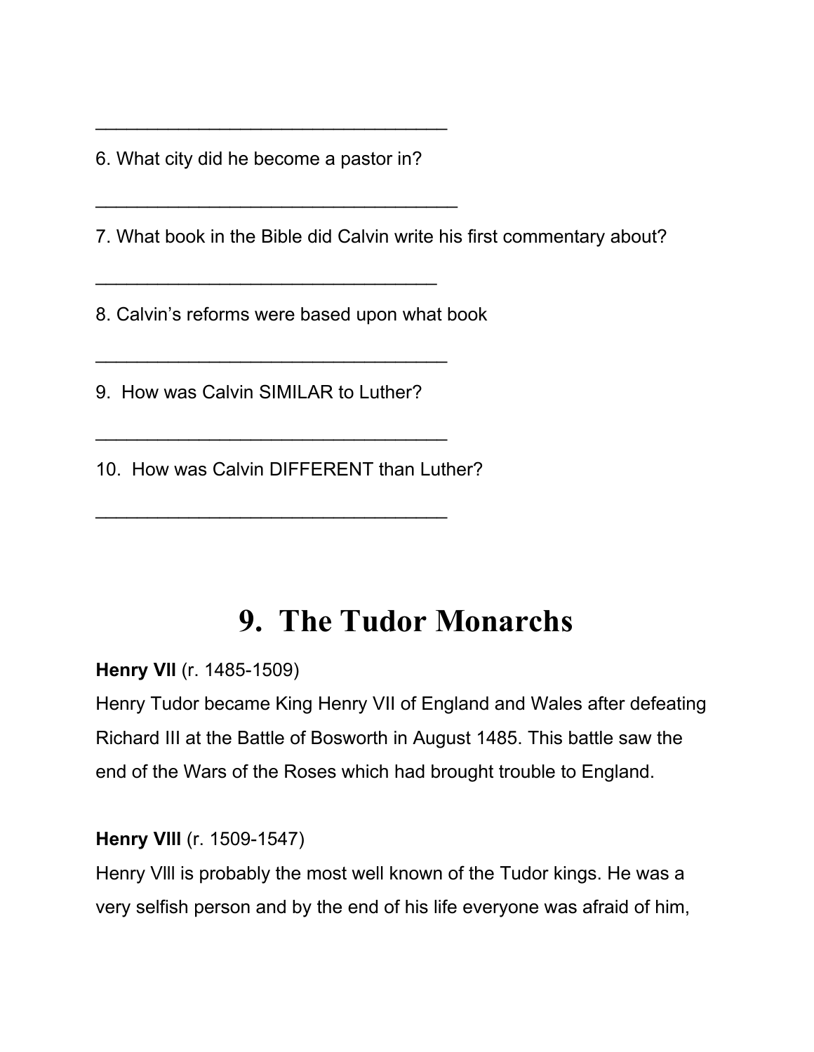___________________________________

6. What city did he become a pastor in?

____________________________________

7. What book in the Bible did Calvin write his first commentary about?

__________________________________

8. Calvin's reforms were based upon what book

___________________________________

9.  How was Calvin SIMILAR to Luther?

___________________________________

10.  How was Calvin DIFFERENT than Luther?

___________________________________

# 9.  The Tudor Monarchs

**Henry VII** (r. 1485-1509)

Henry Tudor became King Henry VII of England and Wales after defeating Richard III at the Battle of Bosworth in August 1485. This battle saw the end of the Wars of the Roses which had brought trouble to England.

**Henry VIII** (r. 1509-1547)

Henry Vlll is probably the most well known of the Tudor kings. He was a very selfish person and by the end of his life everyone was afraid of him,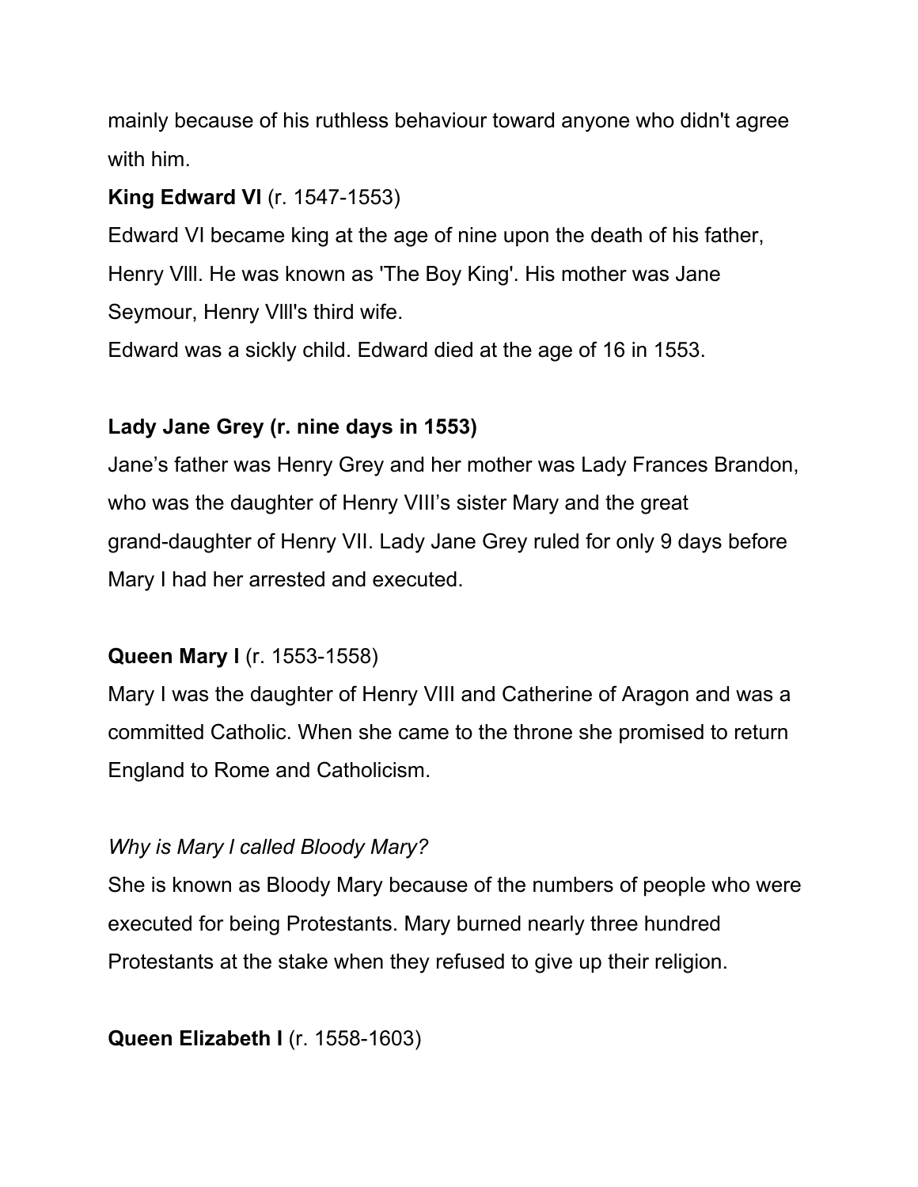mainly because of his ruthless behaviour toward anyone who didn't agree with him.

**King Edward VI** (r. 1547-1553)

Edward VI became king at the age of nine upon the death of his father, Henry Vlll. He was known as 'The Boy King'. His mother was Jane Seymour, Henry Vlll's third wife.

Edward was a sickly child. Edward died at the age of 16 in 1553.

**Lady Jane Grey (r. nine days in 1553)**

Jane's father was Henry Grey and her mother was Lady Frances Brandon, who was the daughter of Henry VIII's sister Mary and the great grand-daughter of Henry VII. Lady Jane Grey ruled for only 9 days before Mary I had her arrested and executed.

**Queen Mary I** (r. 1553-1558)

Mary I was the daughter of Henry VIII and Catherine of Aragon and was a committed Catholic. When she came to the throne she promised to return England to Rome and Catholicism.

*Why is Mary I called Bloody Mary?*

She is known as Bloody Mary because of the numbers of people who were executed for being Protestants. Mary burned nearly three hundred Protestants at the stake when they refused to give up their religion.

**Queen Elizabeth I** (r. 1558-1603)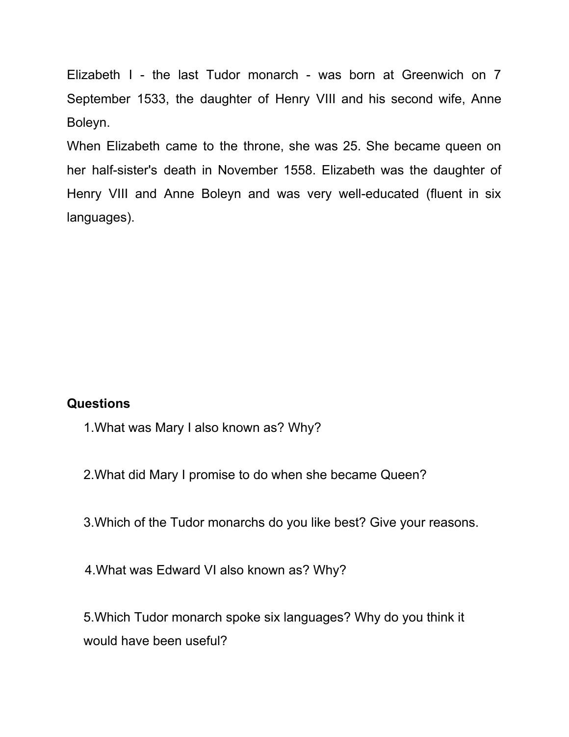Elizabeth I - the last Tudor monarch - was born at Greenwich on 7 September 1533, the daughter of Henry VIII and his second wife, Anne Boleyn.

When Elizabeth came to the throne, she was 25. She became queen on her half-sister's death in November 1558. Elizabeth was the daughter of Henry VIII and Anne Boleyn and was very well-educated (fluent in six languages).

**Questions**

1. What was Mary I also known as? Why?

2. What did Mary I promise to do when she became Queen?

3. Which of the Tudor monarchs do you like best? Give your reasons.

4. What was Edward VI also known as? Why?

5. Which Tudor monarch spoke six languages? Why do you think it would have been useful?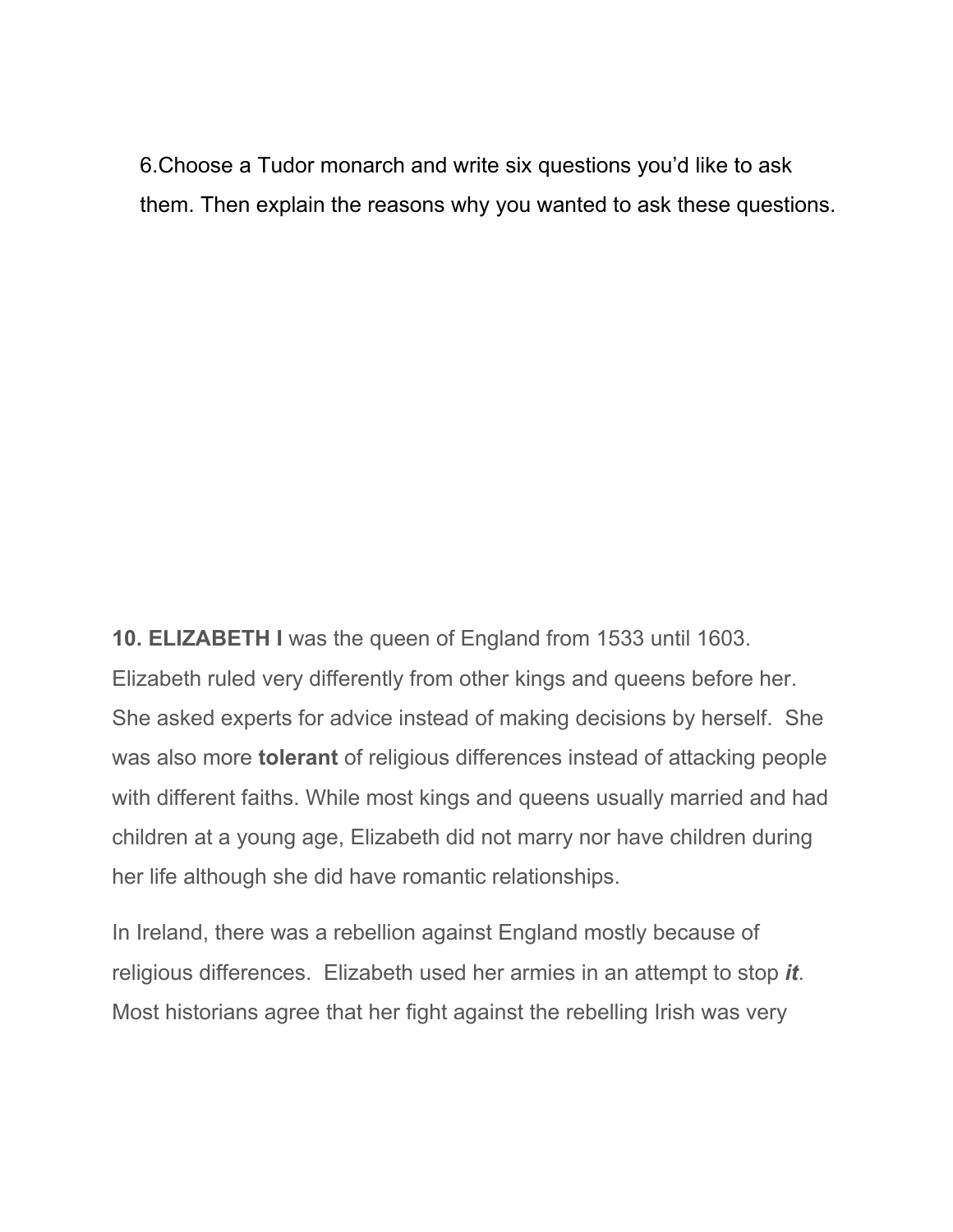6.Choose a Tudor monarch and write six questions you'd like to ask them. Then explain the reasons why you wanted to ask these questions.

10. **ELIZABETH I** was the queen of England from 1533 until 1603. Elizabeth ruled very differently from other kings and queens before her. She asked experts for advice instead of making decisions by herself. She was also more **tolerant** of religious differences instead of attacking people with different faiths. While most kings and queens usually married and had children at a young age, Elizabeth did not marry nor have children during her life although she did have romantic relationships.

In Ireland, there was a rebellion against England mostly because of religious differences. Elizabeth used her armies in an attempt to stop ***it***. Most historians agree that her fight against the rebelling Irish was very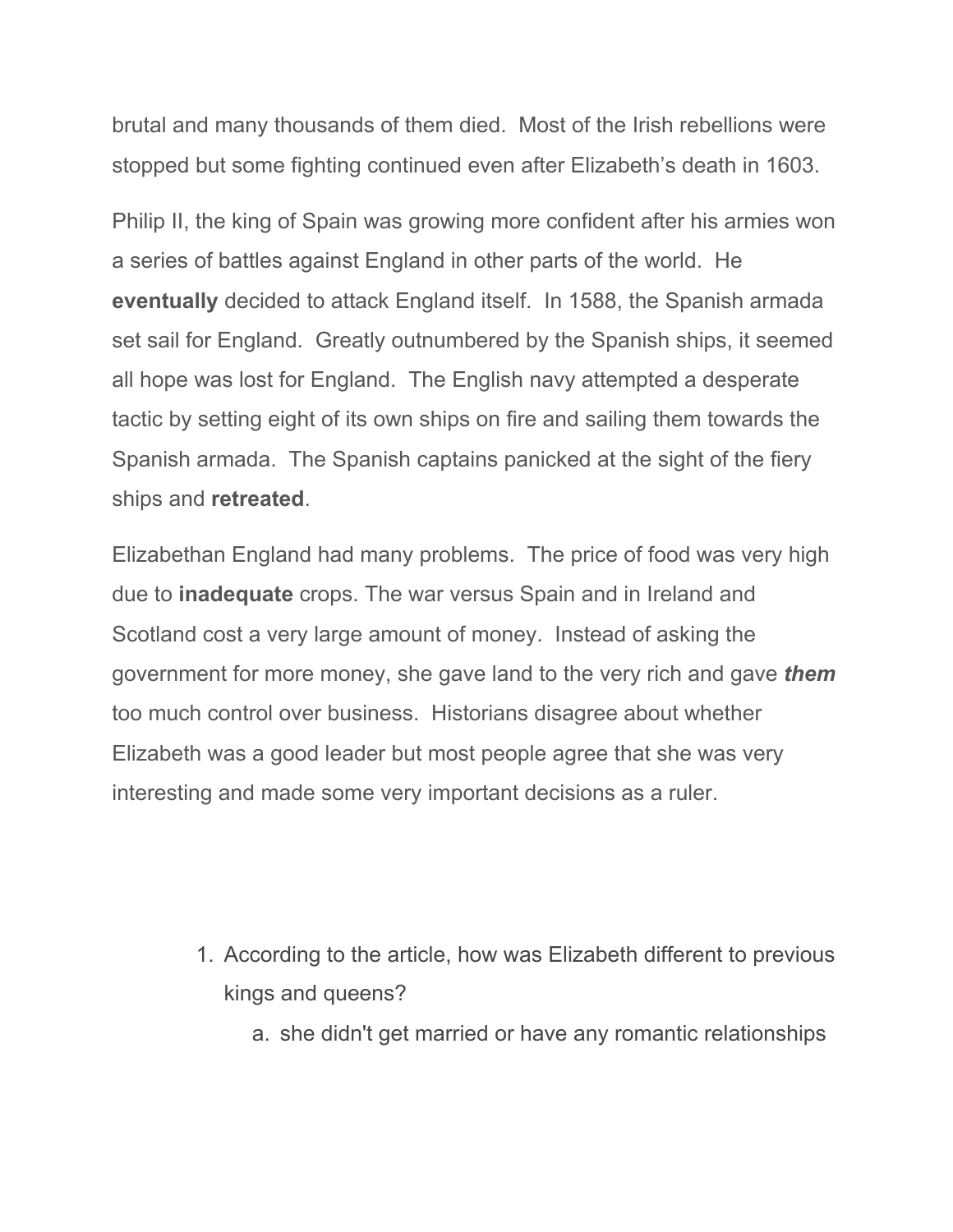brutal and many thousands of them died. Most of the Irish rebellions were stopped but some fighting continued even after Elizabeth's death in 1603.

Philip II, the king of Spain was growing more confident after his armies won a series of battles against England in other parts of the world. He **eventually** decided to attack England itself. In 1588, the Spanish armada set sail for England. Greatly outnumbered by the Spanish ships, it seemed all hope was lost for England. The English navy attempted a desperate tactic by setting eight of its own ships on fire and sailing them towards the Spanish armada. The Spanish captains panicked at the sight of the fiery ships and **retreated**.

Elizabethan England had many problems. The price of food was very high due to **inadequate** crops. The war versus Spain and in Ireland and Scotland cost a very large amount of money. Instead of asking the government for more money, she gave land to the very rich and gave ***them*** too much control over business. Historians disagree about whether Elizabeth was a good leader but most people agree that she was very interesting and made some very important decisions as a ruler.

1. According to the article, how was Elizabeth different to previous kings and queens?
    a. she didn't get married or have any romantic relationships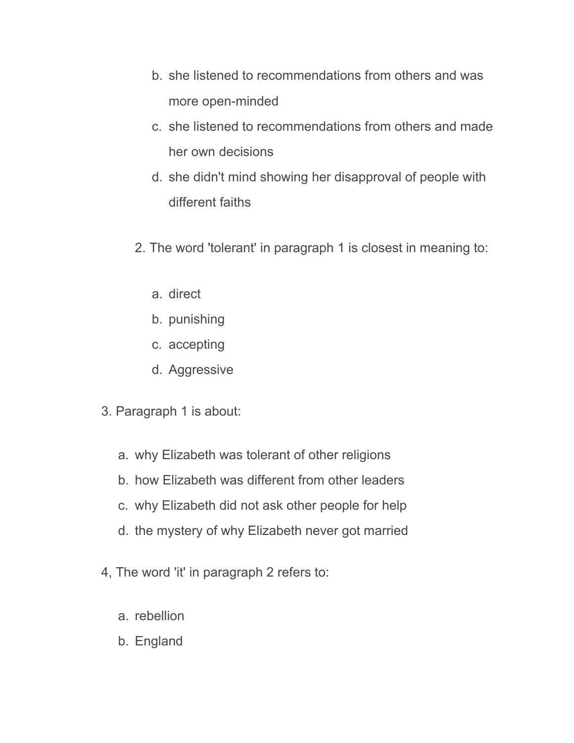b. she listened to recommendations from others and was more open-minded

c. she listened to recommendations from others and made her own decisions

d. she didn't mind showing her disapproval of people with different faiths

2. The word 'tolerant' in paragraph 1 is closest in meaning to:

a. direct

b. punishing

c. accepting

d. Aggressive

3. Paragraph 1 is about:

a. why Elizabeth was tolerant of other religions

b. how Elizabeth was different from other leaders

c. why Elizabeth did not ask other people for help

d. the mystery of why Elizabeth never got married

4, The word 'it' in paragraph 2 refers to:

a. rebellion

b. England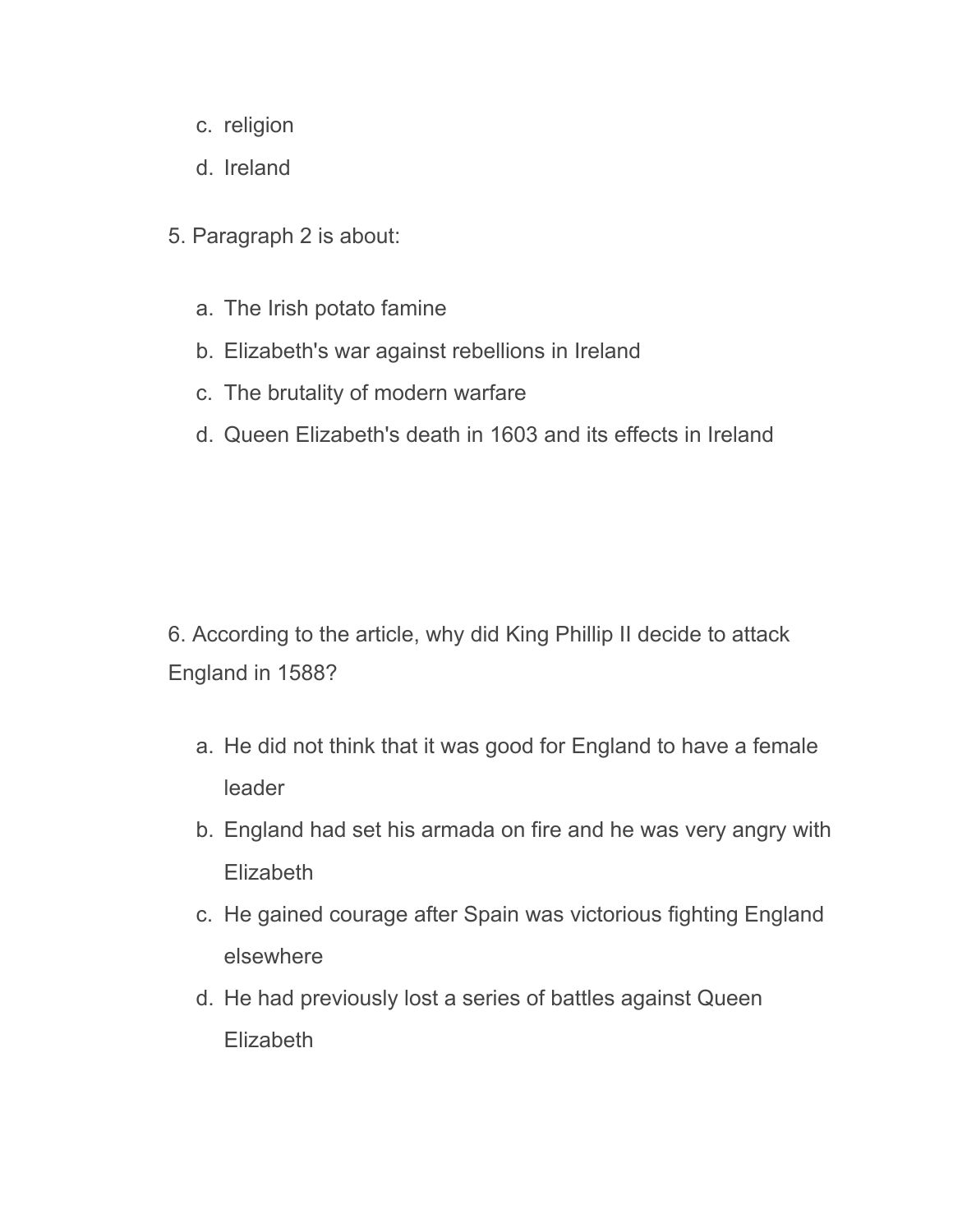c. religion
d. Ireland

5. Paragraph 2 is about:

a. The Irish potato famine
b. Elizabeth's war against rebellions in Ireland
c. The brutality of modern warfare
d. Queen Elizabeth's death in 1603 and its effects in Ireland

6. According to the article, why did King Phillip II decide to attack England in 1588?

a. He did not think that it was good for England to have a female leader
b. England had set his armada on fire and he was very angry with Elizabeth
c. He gained courage after Spain was victorious fighting England elsewhere
d. He had previously lost a series of battles against Queen Elizabeth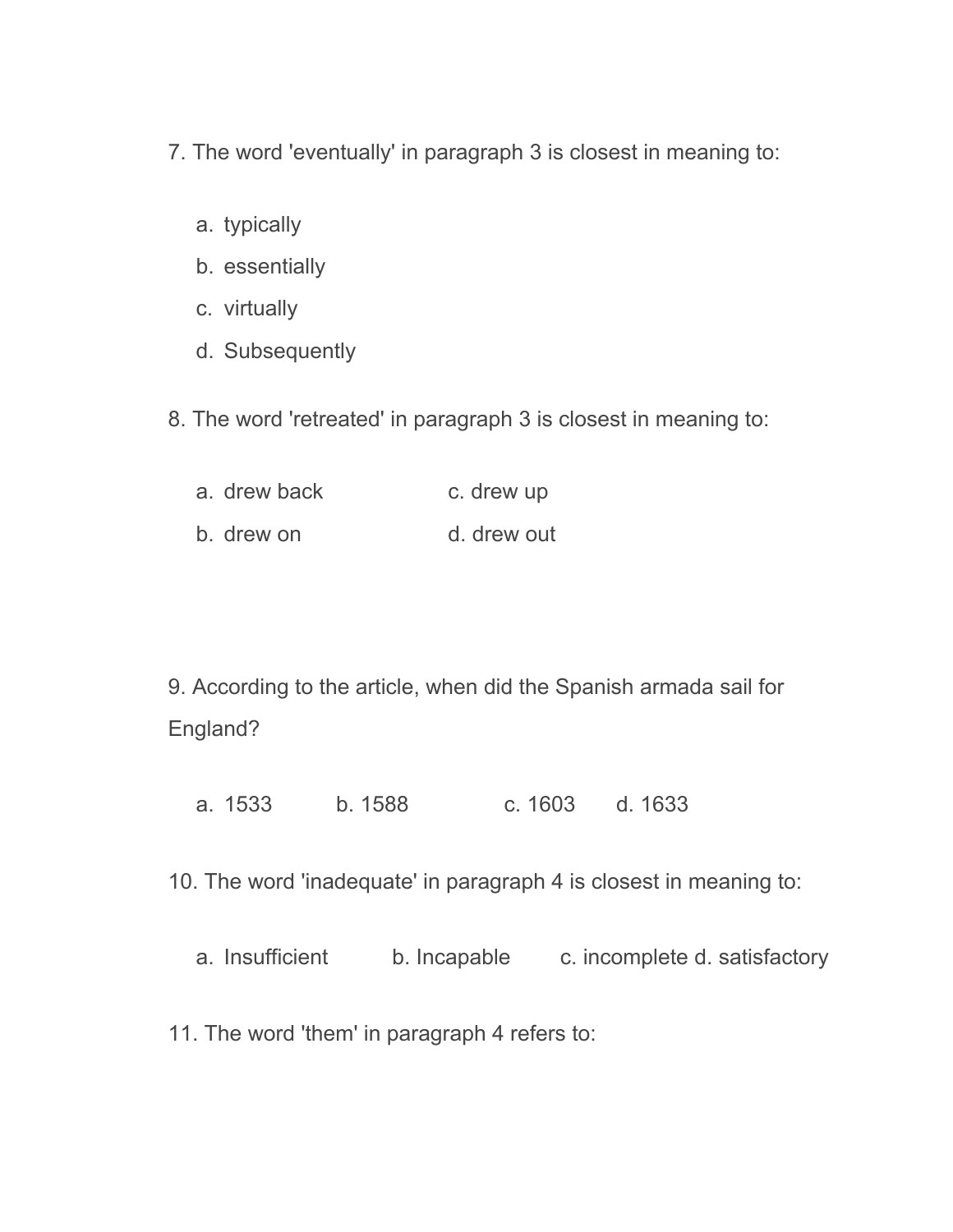7. The word 'eventually' in paragraph 3 is closest in meaning to:

a. typically
b. essentially
c. virtually
d. Subsequently

8. The word 'retreated' in paragraph 3 is closest in meaning to:

a. drew back
b. drew on
c. drew up
d. drew out

9. According to the article, when did the Spanish armada sail for England?

a. 1533 b. 1588 c. 1603 d. 1633

10. The word 'inadequate' in paragraph 4 is closest in meaning to:

a. Insufficient b. Incapable c. incomplete d. satisfactory

11. The word 'them' in paragraph 4 refers to: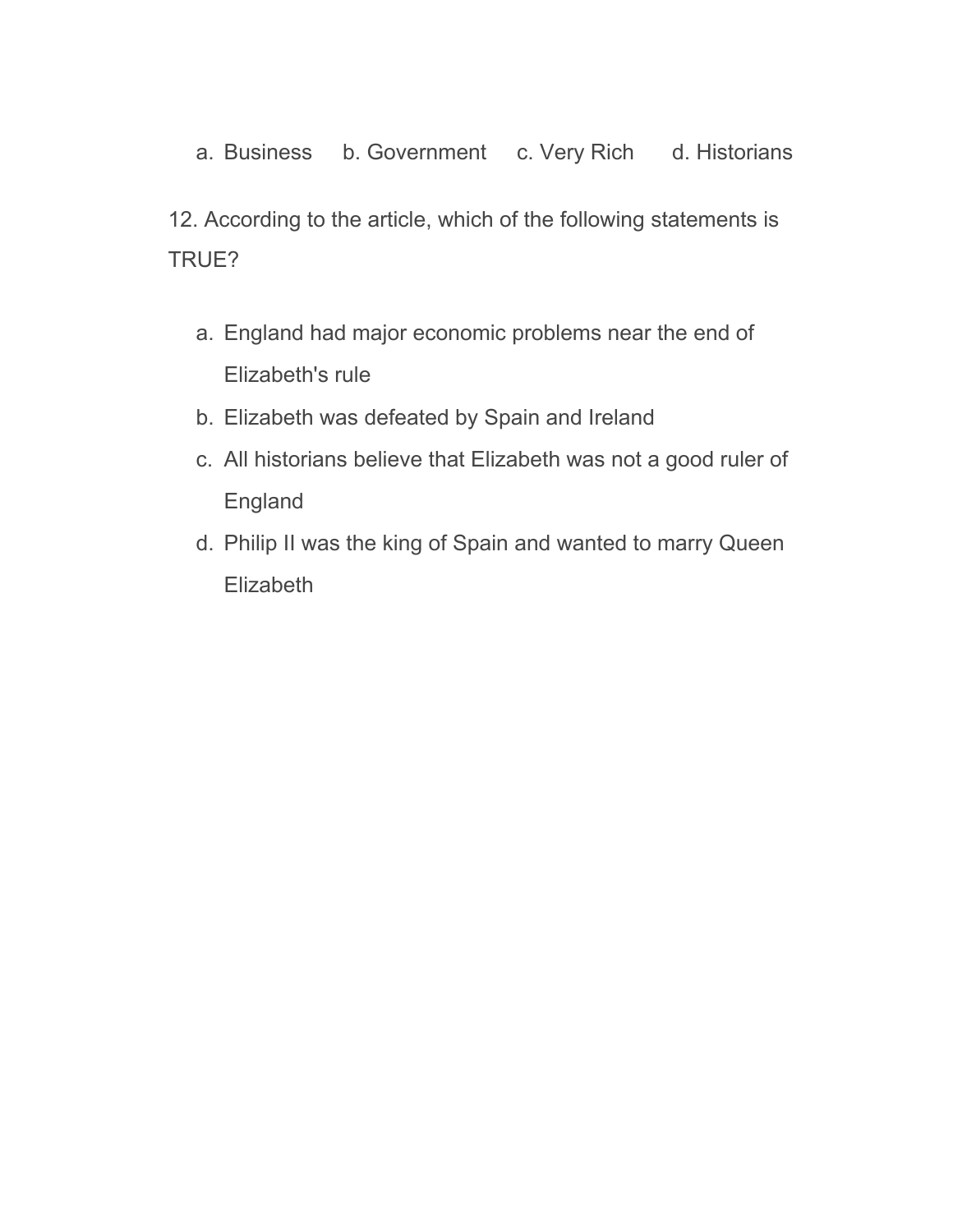a. Business b. Government c. Very Rich d. Historians

12. According to the article, which of the following statements is TRUE?

a. England had major economic problems near the end of Elizabeth's rule
b. Elizabeth was defeated by Spain and Ireland
c. All historians believe that Elizabeth was not a good ruler of England
d. Philip II was the king of Spain and wanted to marry Queen Elizabeth